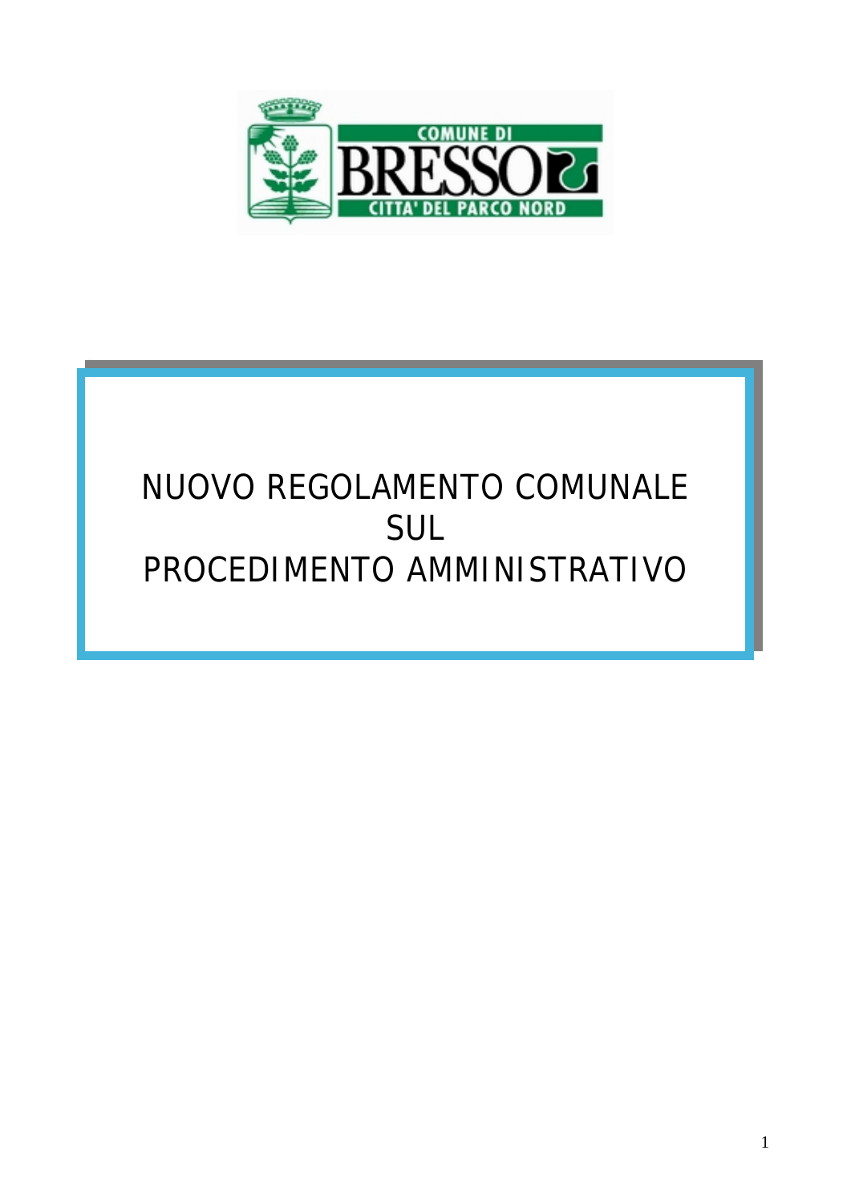COMUNE DI
BRESSO
CITTA' DEL PARCO NORD

# NUOVO REGOLAMENTO COMUNALE SUL PROCEDIMENTO AMMINISTRATIVO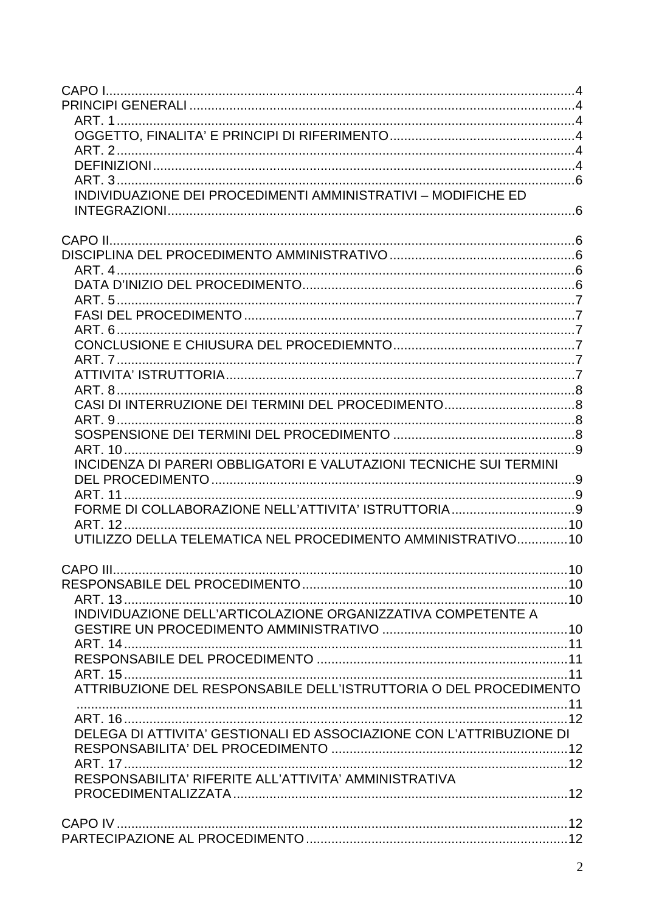CAPO I ... 4
PRINCIPI GENERALI ... 4
- ART. 1 ... 4
- OGGETTO, FINALITA' E PRINCIPI DI RIFERIMENTO ... 4
- ART. 2 ... 4
- DEFINIZIONI ... 4
- ART. 3 ... 6
- INDIVIDUAZIONE DEI PROCEDIMENTI AMMINISTRATIVI – MODIFICHE ED INTEGRAZIONI ... 6

CAPO II ... 6
DISCIPLINA DEL PROCEDIMENTO AMMINISTRATIVO ... 6
- ART. 4 ... 6
- DATA D'INIZIO DEL PROCEDIMENTO ... 6
- ART. 5 ... 7
- FASI DEL PROCEDIMENTO ... 7
- ART. 6 ... 7
- CONCLUSIONE E CHIUSURA DEL PROCEDIEMNTO ... 7
- ART. 7 ... 7
- ATTIVITA' ISTRUTTORIA ... 7
- ART. 8 ... 8
- CASI DI INTERRUZIONE DEI TERMINI DEL PROCEDIMENTO ... 8
- ART. 9 ... 8
- SOSPENSIONE DEI TERMINI DEL PROCEDIMENTO ... 8
- ART. 10 ... 9
- INCIDENZA DI PARERI OBBLIGATORI E VALUTAZIONI TECNICHE SUI TERMINI DEL PROCEDIMENTO ... 9
- ART. 11 ... 9
- FORME DI COLLABORAZIONE NELL'ATTIVITA' ISTRUTTORIA ... 9
- ART. 12 ... 10
- UTILIZZO DELLA TELEMATICA NEL PROCEDIMENTO AMMINISTRATIVO ... 10

CAPO III ... 10
RESPONSABILE DEL PROCEDIMENTO ... 10
- ART. 13 ... 10
- INDIVIDUAZIONE DELL'ARTICOLAZIONE ORGANIZZATIVA COMPETENTE A GESTIRE UN PROCEDIMENTO AMMINISTRATIVO ... 10
- ART. 14 ... 11
- RESPONSABILE DEL PROCEDIMENTO ... 11
- ART. 15 ... 11
- ATTRIBUZIONE DEL RESPONSABILE DELL'ISTRUTTORIA O DEL PROCEDIMENTO ... 11
- ART. 16 ... 12
- DELEGA DI ATTIVITA' GESTIONALI ED ASSOCIAZIONE CON L'ATTRIBUZIONE DI RESPONSABILITA' DEL PROCEDIMENTO ... 12
- ART. 17 ... 12
- RESPONSABILITA' RIFERITE ALL'ATTIVITA' AMMINISTRATIVA PROCEDIMENTALIZZATA ... 12

CAPO IV ... 12
PARTECIPAZIONE AL PROCEDIMENTO ... 12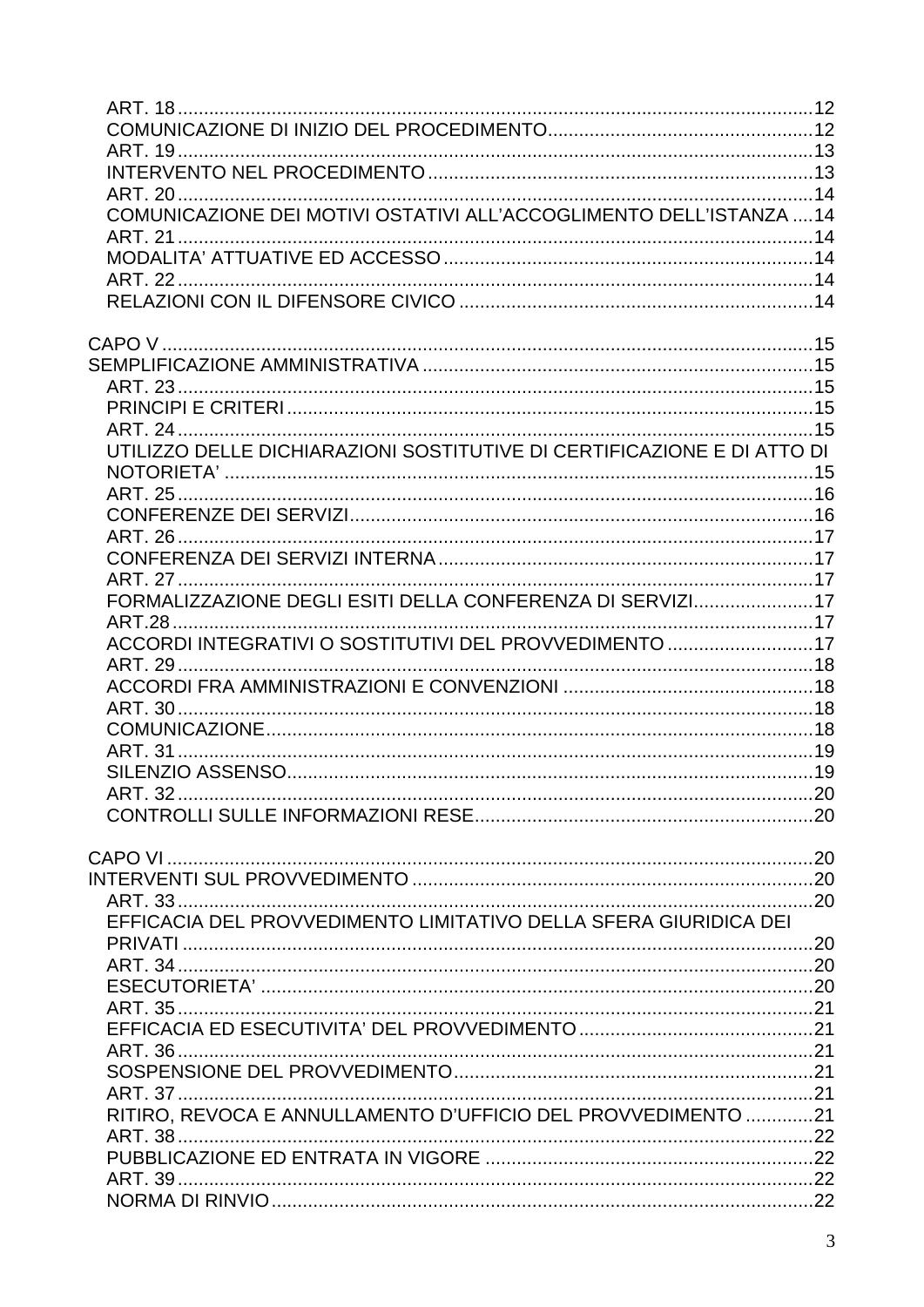ART. 18 ..... 12
COMUNICAZIONE DI INIZIO DEL PROCEDIMENTO ..... 12
ART. 19 ..... 13
INTERVENTO NEL PROCEDIMENTO ..... 13
ART. 20 ..... 14
COMUNICAZIONE DEI MOTIVI OSTATIVI ALL'ACCOGLIMENTO DELL'ISTANZA ..... 14
ART. 21 ..... 14
MODALITA' ATTUATIVE ED ACCESSO ..... 14
ART. 22 ..... 14
RELAZIONI CON IL DIFENSORE CIVICO ..... 14

CAPO V ..... 15
SEMPLIFICAZIONE AMMINISTRATIVA ..... 15
ART. 23 ..... 15
PRINCIPI E CRITERI ..... 15
ART. 24 ..... 15
UTILIZZO DELLE DICHIARAZIONI SOSTITUTIVE DI CERTIFICAZIONE E DI ATTO DI NOTORIETA' ..... 15
ART. 25 ..... 16
CONFERENZE DEI SERVIZI ..... 16
ART. 26 ..... 17
CONFERENZA DEI SERVIZI INTERNA ..... 17
ART. 27 ..... 17
FORMALIZZAZIONE DEGLI ESITI DELLA CONFERENZA DI SERVIZI ..... 17
ART.28 ..... 17
ACCORDI INTEGRATIVI O SOSTITUTIVI DEL PROVVEDIMENTO ..... 17
ART. 29 ..... 18
ACCORDI FRA AMMINISTRAZIONI E CONVENZIONI ..... 18
ART. 30 ..... 18
COMUNICAZIONE ..... 18
ART. 31 ..... 19
SILENZIO ASSENSO ..... 19
ART. 32 ..... 20
CONTROLLI SULLE INFORMAZIONI RESE ..... 20

CAPO VI ..... 20
INTERVENTI SUL PROVVEDIMENTO ..... 20
ART. 33 ..... 20
EFFICACIA DEL PROVVEDIMENTO LIMITATIVO DELLA SFERA GIURIDICA DEI PRIVATI ..... 20
ART. 34 ..... 20
ESECUTORIETA' ..... 20
ART. 35 ..... 21
EFFICACIA ED ESECUTIVITA' DEL PROVVEDIMENTO ..... 21
ART. 36 ..... 21
SOSPENSIONE DEL PROVVEDIMENTO ..... 21
ART. 37 ..... 21
RITIRO, REVOCA E ANNULLAMENTO D'UFFICIO DEL PROVVEDIMENTO ..... 21
ART. 38 ..... 22
PUBBLICAZIONE ED ENTRATA IN VIGORE ..... 22
ART. 39 ..... 22
NORMA DI RINVIO ..... 22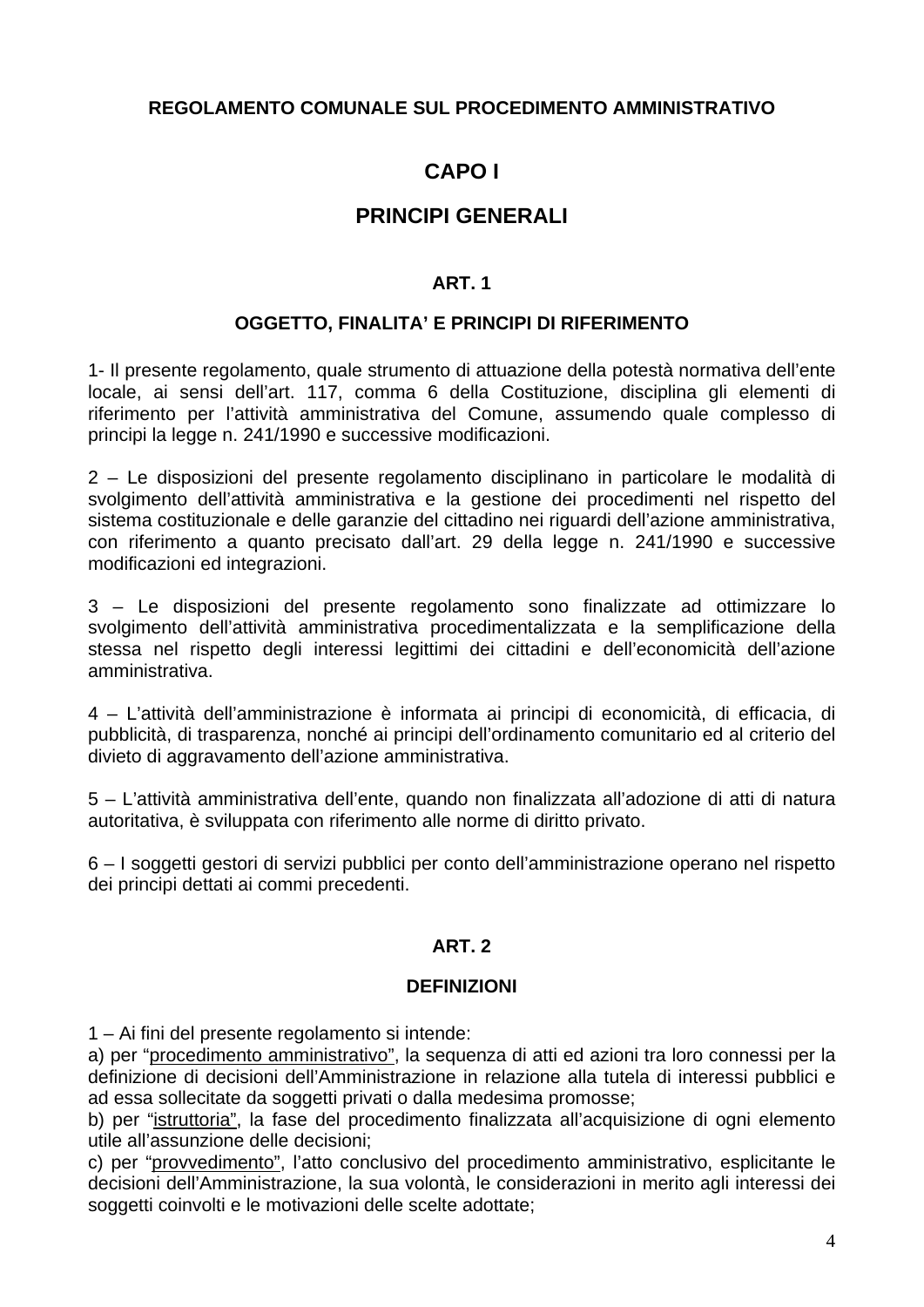# REGOLAMENTO COMUNALE SUL PROCEDIMENTO AMMINISTRATIVO

## CAPO I

## PRINCIPI GENERALI

### ART. 1

### OGGETTO, FINALITA' E PRINCIPI DI RIFERIMENTO

1- Il presente regolamento, quale strumento di attuazione della potestà normativa dell'ente locale, ai sensi dell'art. 117, comma 6 della Costituzione, disciplina gli elementi di riferimento per l'attività amministrativa del Comune, assumendo quale complesso di principi la legge n. 241/1990 e successive modificazioni.

2 – Le disposizioni del presente regolamento disciplinano in particolare le modalità di svolgimento dell'attività amministrativa e la gestione dei procedimenti nel rispetto del sistema costituzionale e delle garanzie del cittadino nei riguardi dell'azione amministrativa, con riferimento a quanto precisato dall'art. 29 della legge n. 241/1990 e successive modificazioni ed integrazioni.

3 – Le disposizioni del presente regolamento sono finalizzate ad ottimizzare lo svolgimento dell'attività amministrativa procedimentalizzata e la semplificazione della stessa nel rispetto degli interessi legittimi dei cittadini e dell'economicità dell'azione amministrativa.

4 – L'attività dell'amministrazione è informata ai principi di economicità, di efficacia, di pubblicità, di trasparenza, nonché ai principi dell'ordinamento comunitario ed al criterio del divieto di aggravamento dell'azione amministrativa.

5 – L'attività amministrativa dell'ente, quando non finalizzata all'adozione di atti di natura autoritativa, è sviluppata con riferimento alle norme di diritto privato.

6 – I soggetti gestori di servizi pubblici per conto dell'amministrazione operano nel rispetto dei principi dettati ai commi precedenti.

### ART. 2

### DEFINIZIONI

1 – Ai fini del presente regolamento si intende:
a) per "procedimento amministrativo", la sequenza di atti ed azioni tra loro connessi per la definizione di decisioni dell'Amministrazione in relazione alla tutela di interessi pubblici e ad essa sollecitate da soggetti privati o dalla medesima promosse;
b) per "istruttoria", la fase del procedimento finalizzata all'acquisizione di ogni elemento utile all'assunzione delle decisioni;
c) per "provvedimento", l'atto conclusivo del procedimento amministrativo, esplicitante le decisioni dell'Amministrazione, la sua volontà, le considerazioni in merito agli interessi dei soggetti coinvolti e le motivazioni delle scelte adottate;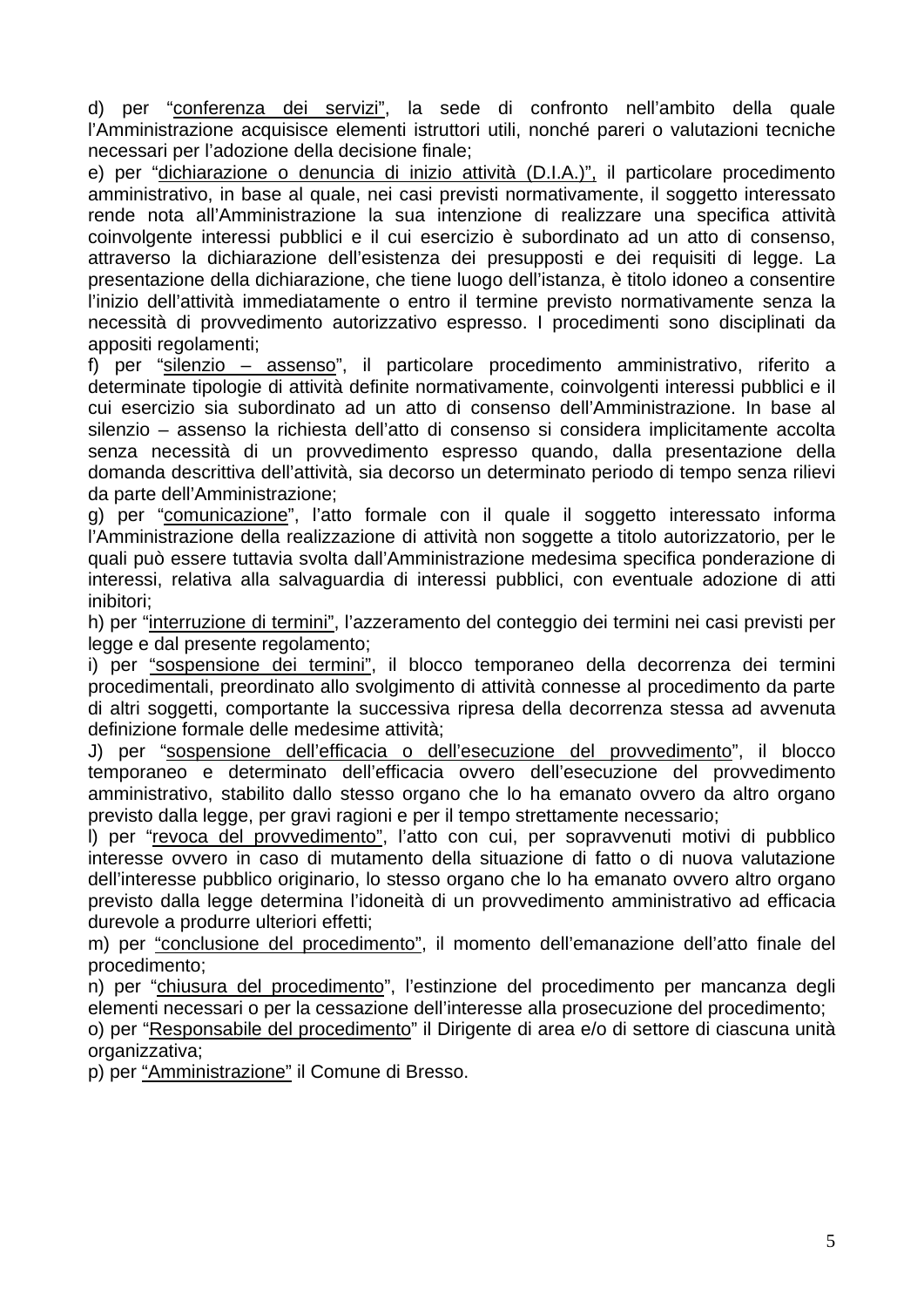d) per "conferenza dei servizi", la sede di confronto nell'ambito della quale l'Amministrazione acquisisce elementi istruttori utili, nonché pareri o valutazioni tecniche necessari per l'adozione della decisione finale;

e) per "dichiarazione o denuncia di inizio attività (D.I.A.)", il particolare procedimento amministrativo, in base al quale, nei casi previsti normativamente, il soggetto interessato rende nota all'Amministrazione la sua intenzione di realizzare una specifica attività coinvolgente interessi pubblici e il cui esercizio è subordinato ad un atto di consenso, attraverso la dichiarazione dell'esistenza dei presupposti e dei requisiti di legge. La presentazione della dichiarazione, che tiene luogo dell'istanza, è titolo idoneo a consentire l'inizio dell'attività immediatamente o entro il termine previsto normativamente senza la necessità di provvedimento autorizzativo espresso. I procedimenti sono disciplinati da appositi regolamenti;

f) per "silenzio – assenso", il particolare procedimento amministrativo, riferito a determinate tipologie di attività definite normativamente, coinvolgenti interessi pubblici e il cui esercizio sia subordinato ad un atto di consenso dell'Amministrazione. In base al silenzio – assenso la richiesta dell'atto di consenso si considera implicitamente accolta senza necessità di un provvedimento espresso quando, dalla presentazione della domanda descrittiva dell'attività, sia decorso un determinato periodo di tempo senza rilievi da parte dell'Amministrazione;

g) per "comunicazione", l'atto formale con il quale il soggetto interessato informa l'Amministrazione della realizzazione di attività non soggette a titolo autorizzatorio, per le quali può essere tuttavia svolta dall'Amministrazione medesima specifica ponderazione di interessi, relativa alla salvaguardia di interessi pubblici, con eventuale adozione di atti inibitori;

h) per "interruzione di termini", l'azzeramento del conteggio dei termini nei casi previsti per legge e dal presente regolamento;

i) per "sospensione dei termini", il blocco temporaneo della decorrenza dei termini procedimentali, preordinato allo svolgimento di attività connesse al procedimento da parte di altri soggetti, comportante la successiva ripresa della decorrenza stessa ad avvenuta definizione formale delle medesime attività;

J) per "sospensione dell'efficacia o dell'esecuzione del provvedimento", il blocco temporaneo e determinato dell'efficacia ovvero dell'esecuzione del provvedimento amministrativo, stabilito dallo stesso organo che lo ha emanato ovvero da altro organo previsto dalla legge, per gravi ragioni e per il tempo strettamente necessario;

l) per "revoca del provvedimento", l'atto con cui, per sopravvenuti motivi di pubblico interesse ovvero in caso di mutamento della situazione di fatto o di nuova valutazione dell'interesse pubblico originario, lo stesso organo che lo ha emanato ovvero altro organo previsto dalla legge determina l'idoneità di un provvedimento amministrativo ad efficacia durevole a produrre ulteriori effetti;

m) per "conclusione del procedimento", il momento dell'emanazione dell'atto finale del procedimento;

n) per "chiusura del procedimento", l'estinzione del procedimento per mancanza degli elementi necessari o per la cessazione dell'interesse alla prosecuzione del procedimento;

o) per "Responsabile del procedimento" il Dirigente di area e/o di settore di ciascuna unità organizzativa;

p) per "Amministrazione" il Comune di Bresso.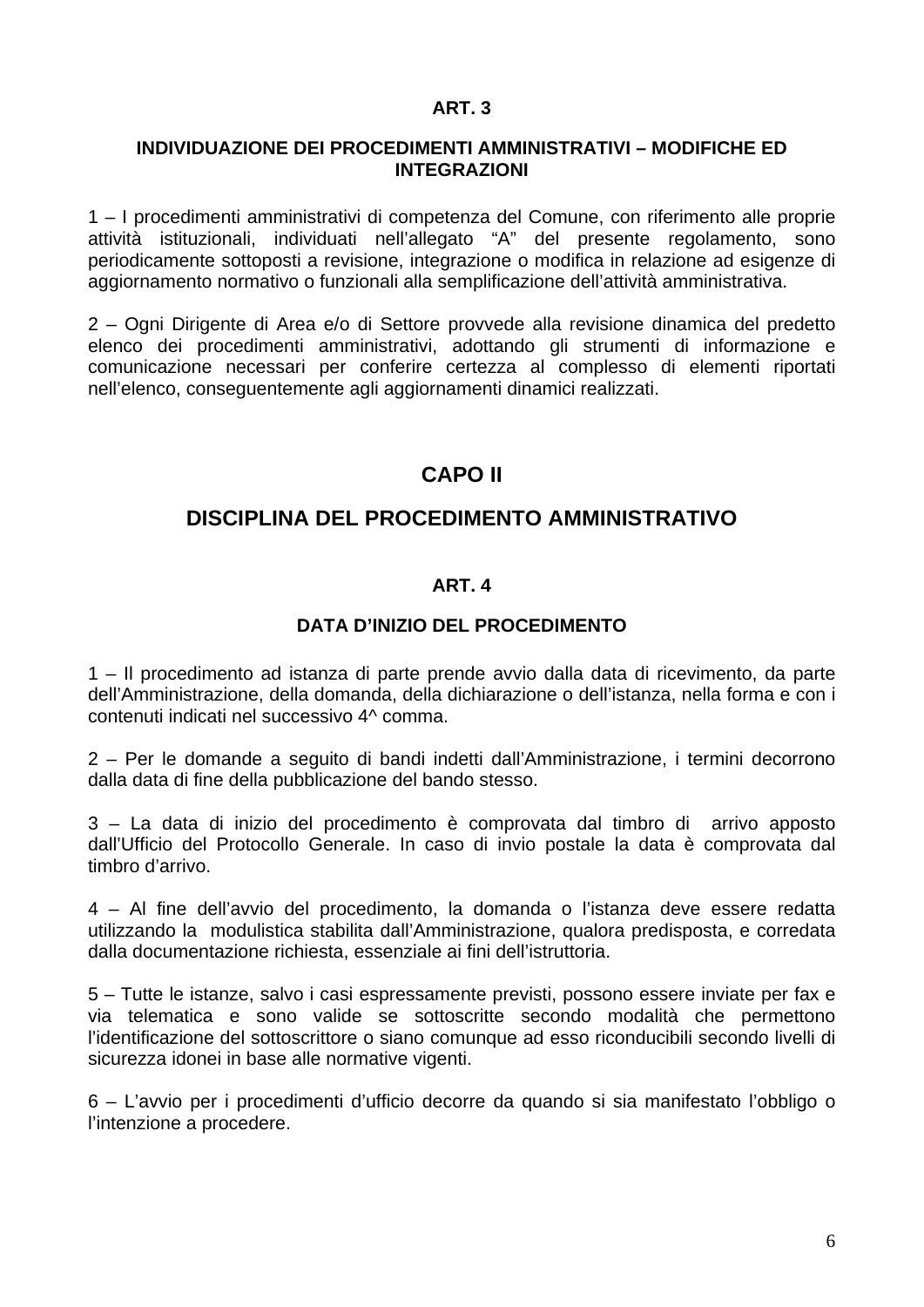### ART. 3

### INDIVIDUAZIONE DEI PROCEDIMENTI AMMINISTRATIVI – MODIFICHE ED INTEGRAZIONI

1 – I procedimenti amministrativi di competenza del Comune, con riferimento alle proprie attività istituzionali, individuati nell'allegato "A" del presente regolamento, sono periodicamente sottoposti a revisione, integrazione o modifica in relazione ad esigenze di aggiornamento normativo o funzionali alla semplificazione dell'attività amministrativa.

2 – Ogni Dirigente di Area e/o di Settore provvede alla revisione dinamica del predetto elenco dei procedimenti amministrativi, adottando gli strumenti di informazione e comunicazione necessari per conferire certezza al complesso di elementi riportati nell'elenco, conseguentemente agli aggiornamenti dinamici realizzati.

## CAPO II

## DISCIPLINA DEL PROCEDIMENTO AMMINISTRATIVO

### ART. 4

### DATA D'INIZIO DEL PROCEDIMENTO

1 – Il procedimento ad istanza di parte prende avvio dalla data di ricevimento, da parte dell'Amministrazione, della domanda, della dichiarazione o dell'istanza, nella forma e con i contenuti indicati nel successivo 4^ comma.

2 – Per le domande a seguito di bandi indetti dall'Amministrazione, i termini decorrono dalla data di fine della pubblicazione del bando stesso.

3 – La data di inizio del procedimento è comprovata dal timbro di arrivo apposto dall'Ufficio del Protocollo Generale. In caso di invio postale la data è comprovata dal timbro d'arrivo.

4 – Al fine dell'avvio del procedimento, la domanda o l'istanza deve essere redatta utilizzando la modulistica stabilita dall'Amministrazione, qualora predisposta, e corredata dalla documentazione richiesta, essenziale ai fini dell'istruttoria.

5 – Tutte le istanze, salvo i casi espressamente previsti, possono essere inviate per fax e via telematica e sono valide se sottoscritte secondo modalità che permettono l'identificazione del sottoscrittore o siano comunque ad esso riconducibili secondo livelli di sicurezza idonei in base alle normative vigenti.

6 – L'avvio per i procedimenti d'ufficio decorre da quando si sia manifestato l'obbligo o l'intenzione a procedere.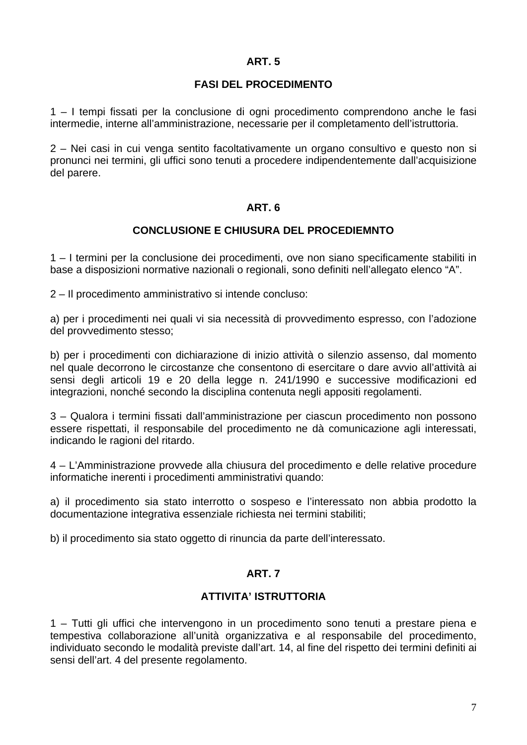## ART. 5

## FASI DEL PROCEDIMENTO

1 – I tempi fissati per la conclusione di ogni procedimento comprendono anche le fasi intermedie, interne all'amministrazione, necessarie per il completamento dell'istruttoria.

2 – Nei casi in cui venga sentito facoltativamente un organo consultivo e questo non si pronunci nei termini, gli uffici sono tenuti a procedere indipendentemente dall'acquisizione del parere.

## ART. 6

## CONCLUSIONE E CHIUSURA DEL PROCEDIEMNTO

1 – I termini per la conclusione dei procedimenti, ove non siano specificamente stabiliti in base a disposizioni normative nazionali o regionali, sono definiti nell'allegato elenco "A".

2 – Il procedimento amministrativo si intende concluso:

a) per i procedimenti nei quali vi sia necessità di provvedimento espresso, con l'adozione del provvedimento stesso;

b) per i procedimenti con dichiarazione di inizio attività o silenzio assenso, dal momento nel quale decorrono le circostanze che consentono di esercitare o dare avvio all'attività ai sensi degli articoli 19 e 20 della legge n. 241/1990 e successive modificazioni ed integrazioni, nonché secondo la disciplina contenuta negli appositi regolamenti.

3 – Qualora i termini fissati dall'amministrazione per ciascun procedimento non possono essere rispettati, il responsabile del procedimento ne dà comunicazione agli interessati, indicando le ragioni del ritardo.

4 – L'Amministrazione provvede alla chiusura del procedimento e delle relative procedure informatiche inerenti i procedimenti amministrativi quando:

a) il procedimento sia stato interrotto o sospeso e l'interessato non abbia prodotto la documentazione integrativa essenziale richiesta nei termini stabiliti;

b) il procedimento sia stato oggetto di rinuncia da parte dell'interessato.

## ART. 7

## ATTIVITA' ISTRUTTORIA

1 – Tutti gli uffici che intervengono in un procedimento sono tenuti a prestare piena e tempestiva collaborazione all'unità organizzativa e al responsabile del procedimento, individuato secondo le modalità previste dall'art. 14, al fine del rispetto dei termini definiti ai sensi dell'art. 4 del presente regolamento.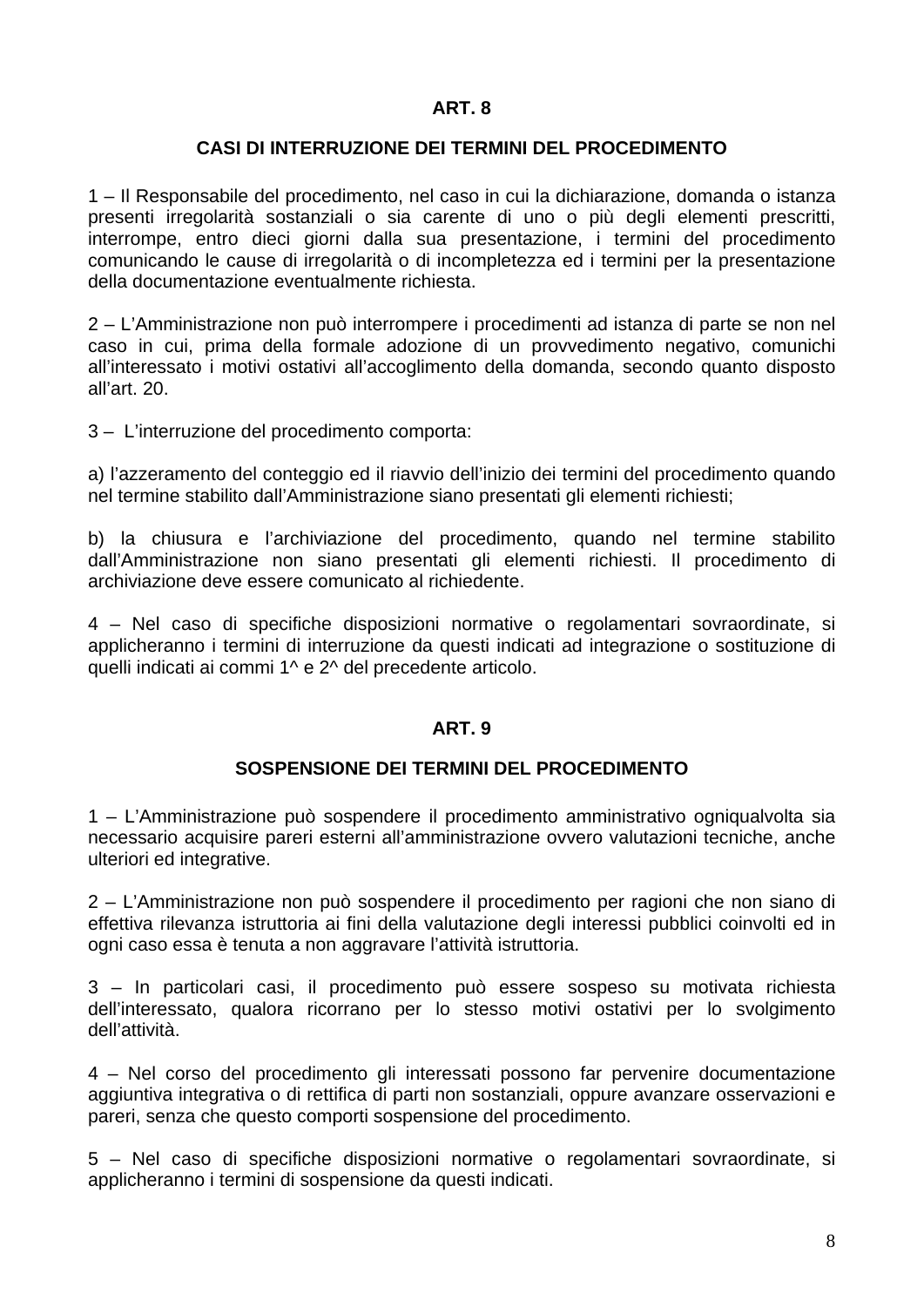## ART. 8

### CASI DI INTERRUZIONE DEI TERMINI DEL PROCEDIMENTO

1 – Il Responsabile del procedimento, nel caso in cui la dichiarazione, domanda o istanza presenti irregolarità sostanziali o sia carente di uno o più degli elementi prescritti, interrompe, entro dieci giorni dalla sua presentazione, i termini del procedimento comunicando le cause di irregolarità o di incompletezza ed i termini per la presentazione della documentazione eventualmente richiesta.

2 – L'Amministrazione non può interrompere i procedimenti ad istanza di parte se non nel caso in cui, prima della formale adozione di un provvedimento negativo, comunichi all'interessato i motivi ostativi all'accoglimento della domanda, secondo quanto disposto all'art. 20.

3 – L'interruzione del procedimento comporta:

a) l'azzeramento del conteggio ed il riavvio dell'inizio dei termini del procedimento quando nel termine stabilito dall'Amministrazione siano presentati gli elementi richiesti;

b) la chiusura e l'archiviazione del procedimento, quando nel termine stabilito dall'Amministrazione non siano presentati gli elementi richiesti. Il procedimento di archiviazione deve essere comunicato al richiedente.

4 – Nel caso di specifiche disposizioni normative o regolamentari sovraordinate, si applicheranno i termini di interruzione da questi indicati ad integrazione o sostituzione di quelli indicati ai commi 1^ e 2^ del precedente articolo.

## ART. 9

### SOSPENSIONE DEI TERMINI DEL PROCEDIMENTO

1 – L'Amministrazione può sospendere il procedimento amministrativo ogniqualvolta sia necessario acquisire pareri esterni all'amministrazione ovvero valutazioni tecniche, anche ulteriori ed integrative.

2 – L'Amministrazione non può sospendere il procedimento per ragioni che non siano di effettiva rilevanza istruttoria ai fini della valutazione degli interessi pubblici coinvolti ed in ogni caso essa è tenuta a non aggravare l'attività istruttoria.

3 – In particolari casi, il procedimento può essere sospeso su motivata richiesta dell'interessato, qualora ricorrano per lo stesso motivi ostativi per lo svolgimento dell'attività.

4 – Nel corso del procedimento gli interessati possono far pervenire documentazione aggiuntiva integrativa o di rettifica di parti non sostanziali, oppure avanzare osservazioni e pareri, senza che questo comporti sospensione del procedimento.

5 – Nel caso di specifiche disposizioni normative o regolamentari sovraordinate, si applicheranno i termini di sospensione da questi indicati.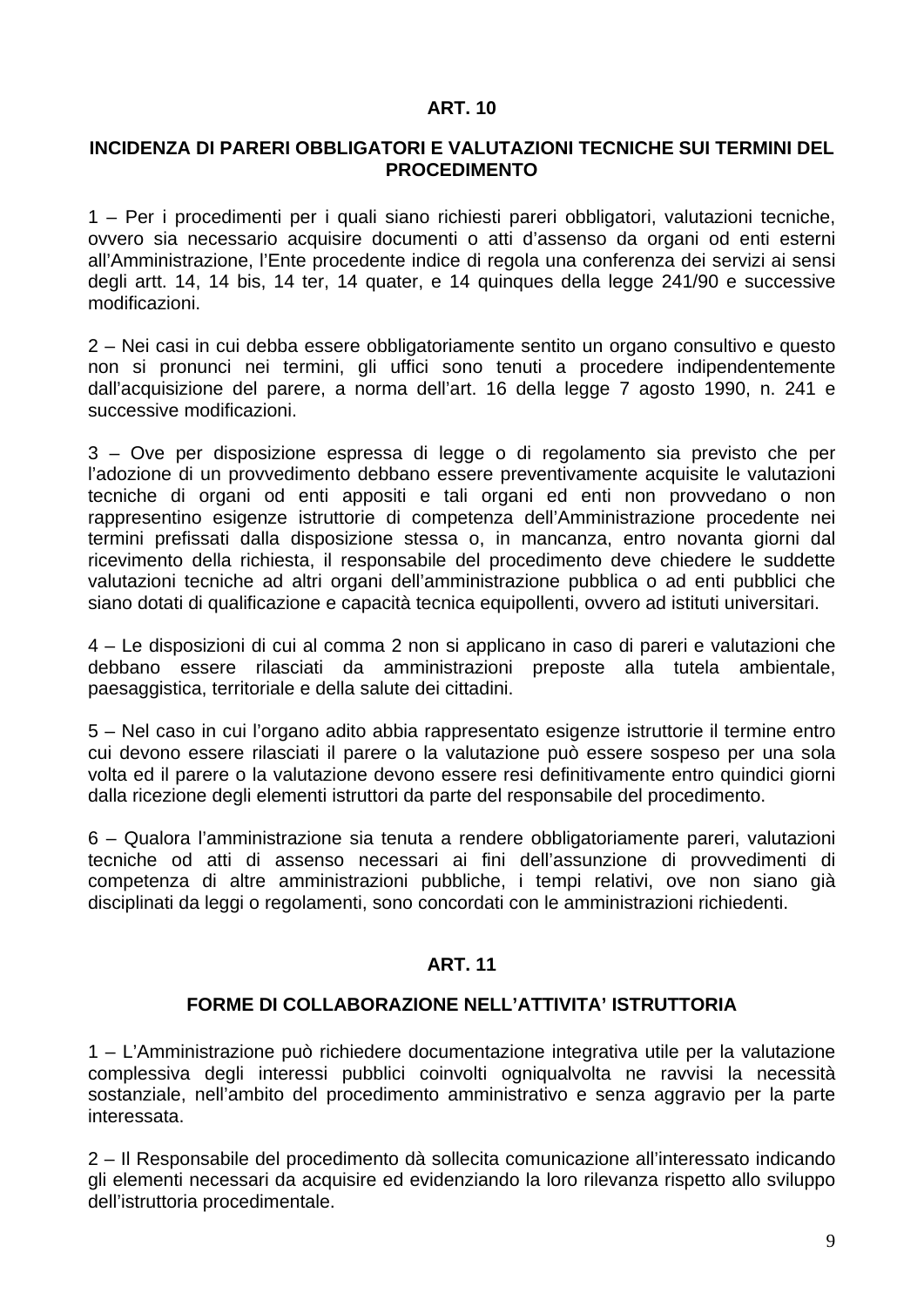## ART. 10

### INCIDENZA DI PARERI OBBLIGATORI E VALUTAZIONI TECNICHE SUI TERMINI DEL PROCEDIMENTO

1 – Per i procedimenti per i quali siano richiesti pareri obbligatori, valutazioni tecniche, ovvero sia necessario acquisire documenti o atti d'assenso da organi od enti esterni all'Amministrazione, l'Ente procedente indice di regola una conferenza dei servizi ai sensi degli artt. 14, 14 bis, 14 ter, 14 quater, e 14 quinques della legge 241/90 e successive modificazioni.

2 – Nei casi in cui debba essere obbligatoriamente sentito un organo consultivo e questo non si pronunci nei termini, gli uffici sono tenuti a procedere indipendentemente dall'acquisizione del parere, a norma dell'art. 16 della legge 7 agosto 1990, n. 241 e successive modificazioni.

3 – Ove per disposizione espressa di legge o di regolamento sia previsto che per l'adozione di un provvedimento debbano essere preventivamente acquisite le valutazioni tecniche di organi od enti appositi e tali organi ed enti non provvedano o non rappresentino esigenze istruttorie di competenza dell'Amministrazione procedente nei termini prefissati dalla disposizione stessa o, in mancanza, entro novanta giorni dal ricevimento della richiesta, il responsabile del procedimento deve chiedere le suddette valutazioni tecniche ad altri organi dell'amministrazione pubblica o ad enti pubblici che siano dotati di qualificazione e capacità tecnica equipollenti, ovvero ad istituti universitari.

4 – Le disposizioni di cui al comma 2 non si applicano in caso di pareri e valutazioni che debbano essere rilasciati da amministrazioni preposte alla tutela ambientale, paesaggistica, territoriale e della salute dei cittadini.

5 – Nel caso in cui l'organo adito abbia rappresentato esigenze istruttorie il termine entro cui devono essere rilasciati il parere o la valutazione può essere sospeso per una sola volta ed il parere o la valutazione devono essere resi definitivamente entro quindici giorni dalla ricezione degli elementi istruttori da parte del responsabile del procedimento.

6 – Qualora l'amministrazione sia tenuta a rendere obbligatoriamente pareri, valutazioni tecniche od atti di assenso necessari ai fini dell'assunzione di provvedimenti di competenza di altre amministrazioni pubbliche, i tempi relativi, ove non siano già disciplinati da leggi o regolamenti, sono concordati con le amministrazioni richiedenti.

## ART. 11

### FORME DI COLLABORAZIONE NELL'ATTIVITA' ISTRUTTORIA

1 – L'Amministrazione può richiedere documentazione integrativa utile per la valutazione complessiva degli interessi pubblici coinvolti ogniqualvolta ne ravvisi la necessità sostanziale, nell'ambito del procedimento amministrativo e senza aggravio per la parte interessata.

2 – Il Responsabile del procedimento dà sollecita comunicazione all'interessato indicando gli elementi necessari da acquisire ed evidenziando la loro rilevanza rispetto allo sviluppo dell'istruttoria procedimentale.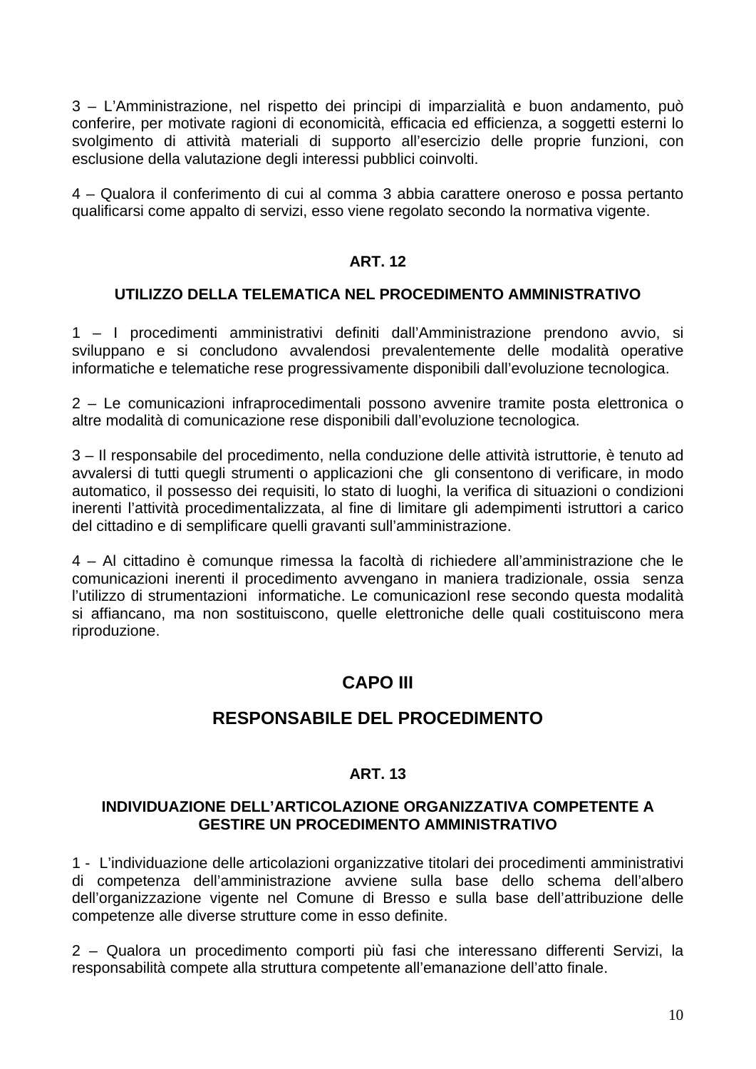3 – L'Amministrazione, nel rispetto dei principi di imparzialità e buon andamento, può conferire, per motivate ragioni di economicità, efficacia ed efficienza, a soggetti esterni lo svolgimento di attività materiali di supporto all'esercizio delle proprie funzioni, con esclusione della valutazione degli interessi pubblici coinvolti.

4 – Qualora il conferimento di cui al comma 3 abbia carattere oneroso e possa pertanto qualificarsi come appalto di servizi, esso viene regolato secondo la normativa vigente.

### ART. 12

### UTILIZZO DELLA TELEMATICA NEL PROCEDIMENTO AMMINISTRATIVO

1 – I procedimenti amministrativi definiti dall'Amministrazione prendono avvio, si sviluppano e si concludono avvalendosi prevalentemente delle modalità operative informatiche e telematiche rese progressivamente disponibili dall'evoluzione tecnologica.

2 – Le comunicazioni infraprocedimentali possono avvenire tramite posta elettronica o altre modalità di comunicazione rese disponibili dall'evoluzione tecnologica.

3 – Il responsabile del procedimento, nella conduzione delle attività istruttorie, è tenuto ad avvalersi di tutti quegli strumenti o applicazioni che gli consentono di verificare, in modo automatico, il possesso dei requisiti, lo stato di luoghi, la verifica di situazioni o condizioni inerenti l'attività procedimentalizzata, al fine di limitare gli adempimenti istruttori a carico del cittadino e di semplificare quelli gravanti sull'amministrazione.

4 – Al cittadino è comunque rimessa la facoltà di richiedere all'amministrazione che le comunicazioni inerenti il procedimento avvengano in maniera tradizionale, ossia senza l'utilizzo di strumentazioni informatiche. Le comunicazionI rese secondo questa modalità si affiancano, ma non sostituiscono, quelle elettroniche delle quali costituiscono mera riproduzione.

## CAPO III

## RESPONSABILE DEL PROCEDIMENTO

### ART. 13

### INDIVIDUAZIONE DELL'ARTICOLAZIONE ORGANIZZATIVA COMPETENTE A GESTIRE UN PROCEDIMENTO AMMINISTRATIVO

1 - L'individuazione delle articolazioni organizzative titolari dei procedimenti amministrativi di competenza dell'amministrazione avviene sulla base dello schema dell'albero dell'organizzazione vigente nel Comune di Bresso e sulla base dell'attribuzione delle competenze alle diverse strutture come in esso definite.

2 – Qualora un procedimento comporti più fasi che interessano differenti Servizi, la responsabilità compete alla struttura competente all'emanazione dell'atto finale.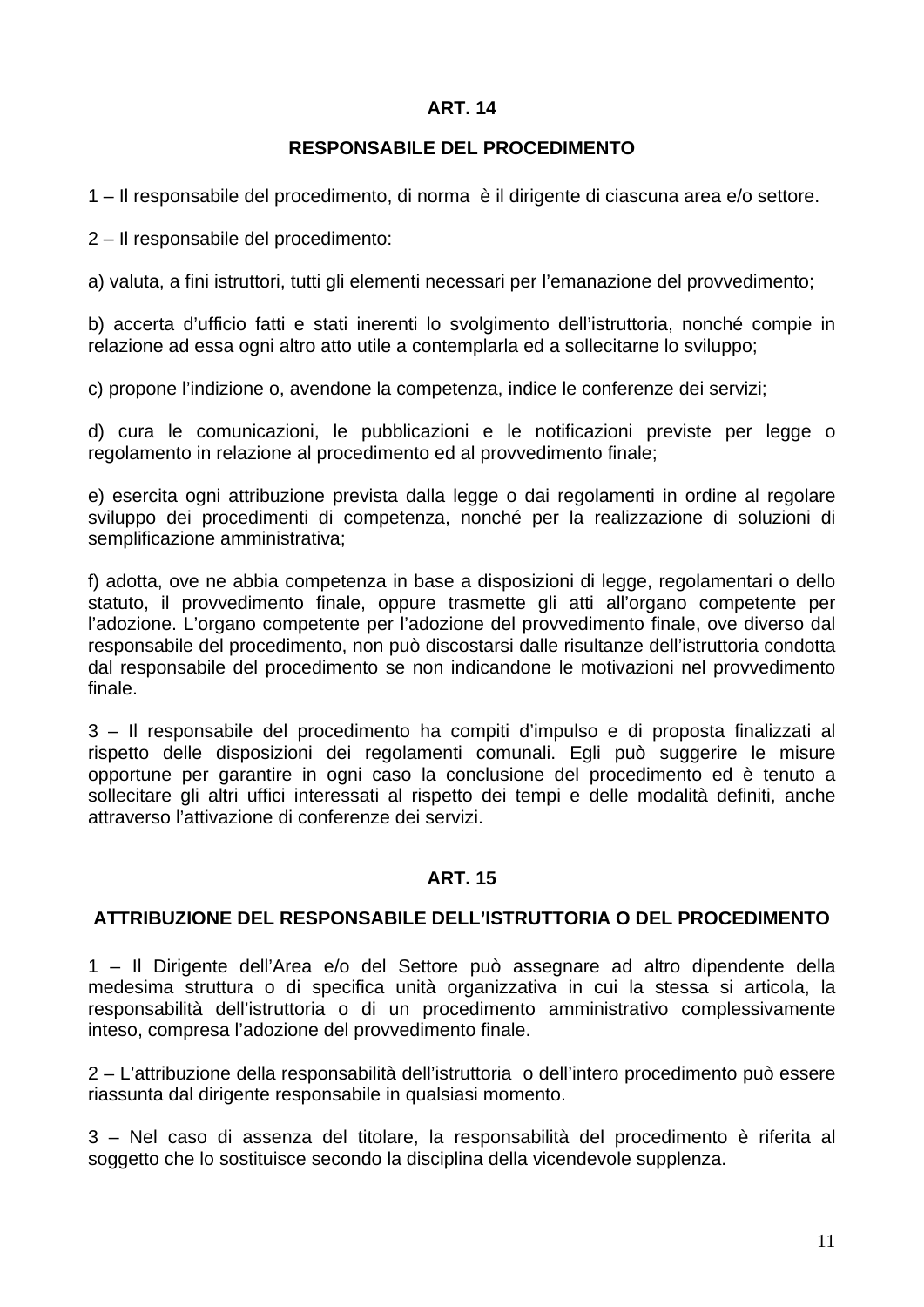## ART. 14

## RESPONSABILE DEL PROCEDIMENTO

1 – Il responsabile del procedimento, di norma è il dirigente di ciascuna area e/o settore.

2 – Il responsabile del procedimento:

a) valuta, a fini istruttori, tutti gli elementi necessari per l'emanazione del provvedimento;

b) accerta d'ufficio fatti e stati inerenti lo svolgimento dell'istruttoria, nonché compie in relazione ad essa ogni altro atto utile a contemplarla ed a sollecitarne lo sviluppo;

c) propone l'indizione o, avendone la competenza, indice le conferenze dei servizi;

d) cura le comunicazioni, le pubblicazioni e le notificazioni previste per legge o regolamento in relazione al procedimento ed al provvedimento finale;

e) esercita ogni attribuzione prevista dalla legge o dai regolamenti in ordine al regolare sviluppo dei procedimenti di competenza, nonché per la realizzazione di soluzioni di semplificazione amministrativa;

f) adotta, ove ne abbia competenza in base a disposizioni di legge, regolamentari o dello statuto, il provvedimento finale, oppure trasmette gli atti all'organo competente per l'adozione. L'organo competente per l'adozione del provvedimento finale, ove diverso dal responsabile del procedimento, non può discostarsi dalle risultanze dell'istruttoria condotta dal responsabile del procedimento se non indicandone le motivazioni nel provvedimento finale.

3 – Il responsabile del procedimento ha compiti d'impulso e di proposta finalizzati al rispetto delle disposizioni dei regolamenti comunali. Egli può suggerire le misure opportune per garantire in ogni caso la conclusione del procedimento ed è tenuto a sollecitare gli altri uffici interessati al rispetto dei tempi e delle modalità definiti, anche attraverso l'attivazione di conferenze dei servizi.

## ART. 15

## ATTRIBUZIONE DEL RESPONSABILE DELL'ISTRUTTORIA O DEL PROCEDIMENTO

1 – Il Dirigente dell'Area e/o del Settore può assegnare ad altro dipendente della medesima struttura o di specifica unità organizzativa in cui la stessa si articola, la responsabilità dell'istruttoria o di un procedimento amministrativo complessivamente inteso, compresa l'adozione del provvedimento finale.

2 – L'attribuzione della responsabilità dell'istruttoria o dell'intero procedimento può essere riassunta dal dirigente responsabile in qualsiasi momento.

3 – Nel caso di assenza del titolare, la responsabilità del procedimento è riferita al soggetto che lo sostituisce secondo la disciplina della vicendevole supplenza.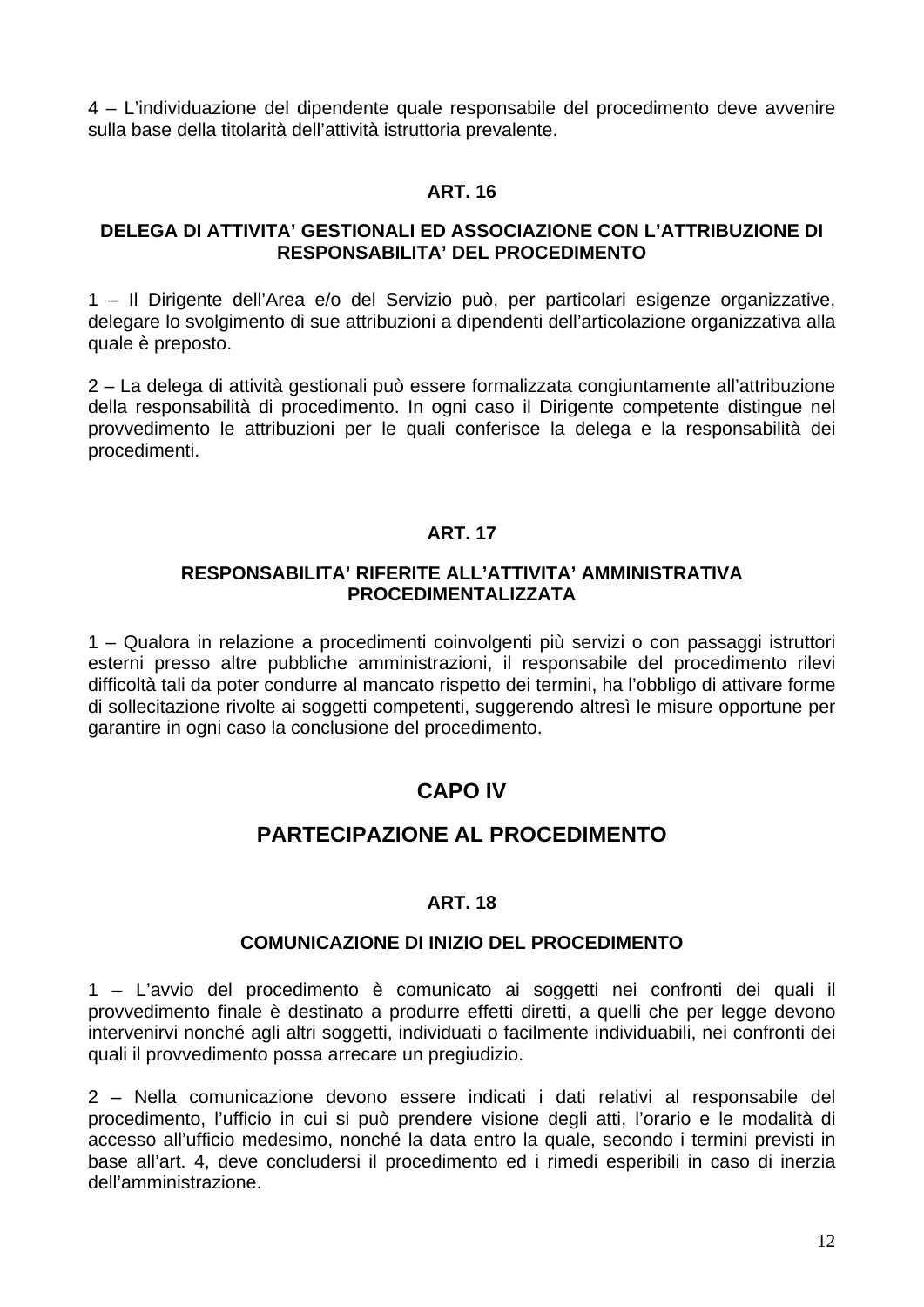4 – L’individuazione del dipendente quale responsabile del procedimento deve avvenire sulla base della titolarità dell’attività istruttoria prevalente.

### ART. 16

#### DELEGA DI ATTIVITA’ GESTIONALI ED ASSOCIAZIONE CON L’ATTRIBUZIONE DI RESPONSABILITA’ DEL PROCEDIMENTO

1 – Il Dirigente dell’Area e/o del Servizio può, per particolari esigenze organizzative, delegare lo svolgimento di sue attribuzioni a dipendenti dell’articolazione organizzativa alla quale è preposto.

2 – La delega di attività gestionali può essere formalizzata congiuntamente all’attribuzione della responsabilità di procedimento. In ogni caso il Dirigente competente distingue nel provvedimento le attribuzioni per le quali conferisce la delega e la responsabilità dei procedimenti.

### ART. 17

#### RESPONSABILITA’ RIFERITE ALL’ATTIVITA’ AMMINISTRATIVA PROCEDIMENTALIZZATA

1 – Qualora in relazione a procedimenti coinvolgenti più servizi o con passaggi istruttori esterni presso altre pubbliche amministrazioni, il responsabile del procedimento rilevi difficoltà tali da poter condurre al mancato rispetto dei termini, ha l’obbligo di attivare forme di sollecitazione rivolte ai soggetti competenti, suggerendo altresì le misure opportune per garantire in ogni caso la conclusione del procedimento.

## CAPO IV

## PARTECIPAZIONE AL PROCEDIMENTO

### ART. 18

#### COMUNICAZIONE DI INIZIO DEL PROCEDIMENTO

1 – L’avvio del procedimento è comunicato ai soggetti nei confronti dei quali il provvedimento finale è destinato a produrre effetti diretti, a quelli che per legge devono intervenirvi nonché agli altri soggetti, individuati o facilmente individuabili, nei confronti dei quali il provvedimento possa arrecare un pregiudizio.

2 – Nella comunicazione devono essere indicati i dati relativi al responsabile del procedimento, l’ufficio in cui si può prendere visione degli atti, l’orario e le modalità di accesso all’ufficio medesimo, nonché la data entro la quale, secondo i termini previsti in base all’art. 4, deve concludersi il procedimento ed i rimedi esperibili in caso di inerzia dell’amministrazione.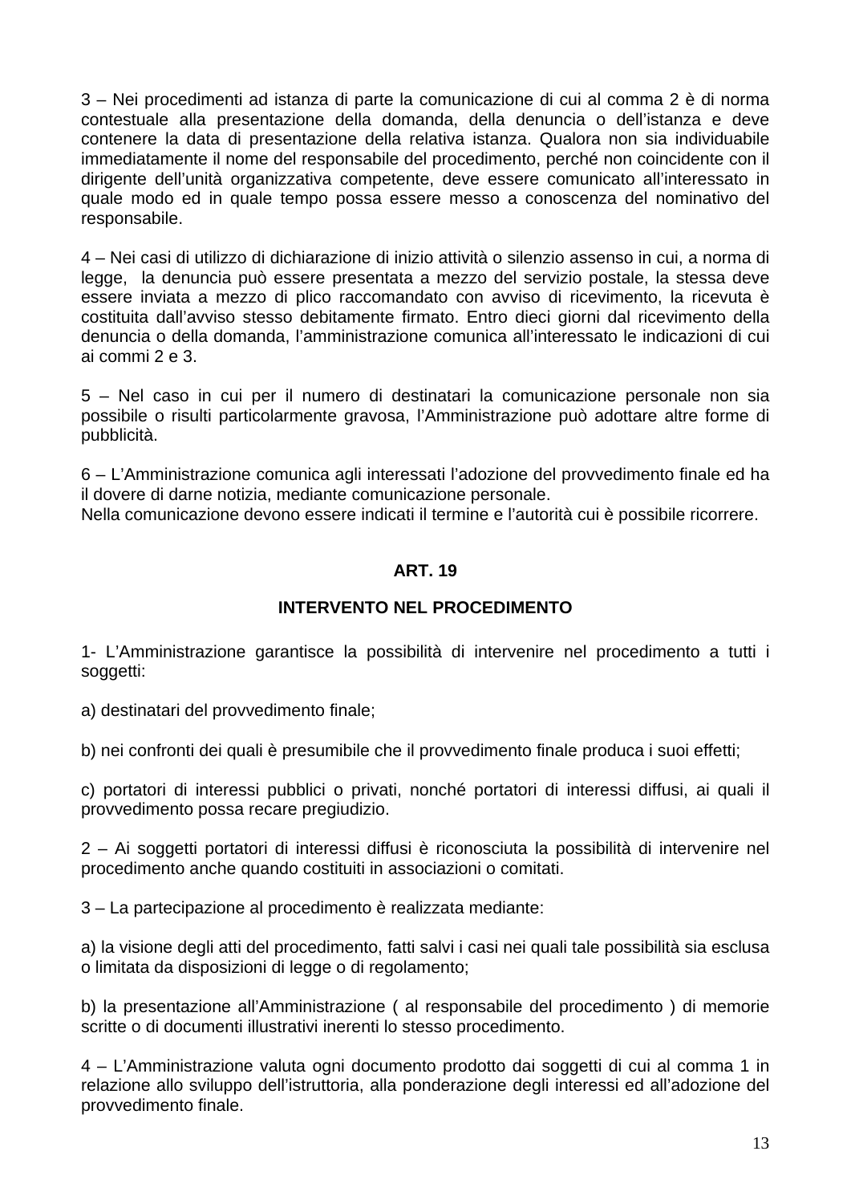3 – Nei procedimenti ad istanza di parte la comunicazione di cui al comma 2 è di norma contestuale alla presentazione della domanda, della denuncia o dell'istanza e deve contenere la data di presentazione della relativa istanza. Qualora non sia individuabile immediatamente il nome del responsabile del procedimento, perché non coincidente con il dirigente dell'unità organizzativa competente, deve essere comunicato all'interessato in quale modo ed in quale tempo possa essere messo a conoscenza del nominativo del responsabile.

4 – Nei casi di utilizzo di dichiarazione di inizio attività o silenzio assenso in cui, a norma di legge, la denuncia può essere presentata a mezzo del servizio postale, la stessa deve essere inviata a mezzo di plico raccomandato con avviso di ricevimento, la ricevuta è costituita dall'avviso stesso debitamente firmato. Entro dieci giorni dal ricevimento della denuncia o della domanda, l'amministrazione comunica all'interessato le indicazioni di cui ai commi 2 e 3.

5 – Nel caso in cui per il numero di destinatari la comunicazione personale non sia possibile o risulti particolarmente gravosa, l'Amministrazione può adottare altre forme di pubblicità.

6 – L'Amministrazione comunica agli interessati l'adozione del provvedimento finale ed ha il dovere di darne notizia, mediante comunicazione personale.
Nella comunicazione devono essere indicati il termine e l'autorità cui è possibile ricorrere.

## ART. 19

## INTERVENTO NEL PROCEDIMENTO

1- L'Amministrazione garantisce la possibilità di intervenire nel procedimento a tutti i soggetti:

a) destinatari del provvedimento finale;

b) nei confronti dei quali è presumibile che il provvedimento finale produca i suoi effetti;

c) portatori di interessi pubblici o privati, nonché portatori di interessi diffusi, ai quali il provvedimento possa recare pregiudizio.

2 – Ai soggetti portatori di interessi diffusi è riconosciuta la possibilità di intervenire nel procedimento anche quando costituiti in associazioni o comitati.

3 – La partecipazione al procedimento è realizzata mediante:

a) la visione degli atti del procedimento, fatti salvi i casi nei quali tale possibilità sia esclusa o limitata da disposizioni di legge o di regolamento;

b) la presentazione all'Amministrazione ( al responsabile del procedimento ) di memorie scritte o di documenti illustrativi inerenti lo stesso procedimento.

4 – L'Amministrazione valuta ogni documento prodotto dai soggetti di cui al comma 1 in relazione allo sviluppo dell'istruttoria, alla ponderazione degli interessi ed all'adozione del provvedimento finale.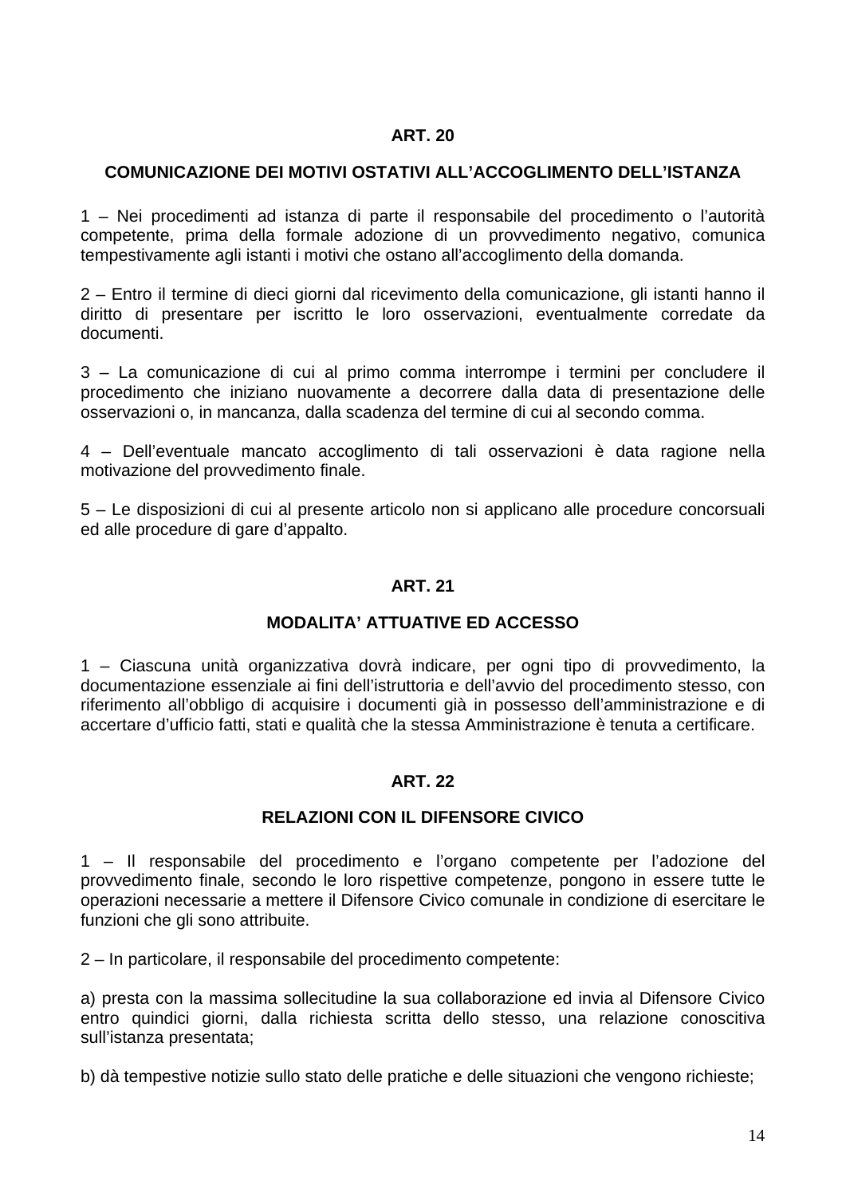## ART. 20

### COMUNICAZIONE DEI MOTIVI OSTATIVI ALL'ACCOGLIMENTO DELL'ISTANZA

1 – Nei procedimenti ad istanza di parte il responsabile del procedimento o l'autorità competente, prima della formale adozione di un provvedimento negativo, comunica tempestivamente agli istanti i motivi che ostano all'accoglimento della domanda.

2 – Entro il termine di dieci giorni dal ricevimento della comunicazione, gli istanti hanno il diritto di presentare per iscritto le loro osservazioni, eventualmente corredate da documenti.

3 – La comunicazione di cui al primo comma interrompe i termini per concludere il procedimento che iniziano nuovamente a decorrere dalla data di presentazione delle osservazioni o, in mancanza, dalla scadenza del termine di cui al secondo comma.

4 – Dell'eventuale mancato accoglimento di tali osservazioni è data ragione nella motivazione del provvedimento finale.

5 – Le disposizioni di cui al presente articolo non si applicano alle procedure concorsuali ed alle procedure di gare d'appalto.

## ART. 21

### MODALITA' ATTUATIVE ED ACCESSO

1 – Ciascuna unità organizzativa dovrà indicare, per ogni tipo di provvedimento, la documentazione essenziale ai fini dell'istruttoria e dell'avvio del procedimento stesso, con riferimento all'obbligo di acquisire i documenti già in possesso dell'amministrazione e di accertare d'ufficio fatti, stati e qualità che la stessa Amministrazione è tenuta a certificare.

## ART. 22

### RELAZIONI CON IL DIFENSORE CIVICO

1 – Il responsabile del procedimento e l'organo competente per l'adozione del provvedimento finale, secondo le loro rispettive competenze, pongono in essere tutte le operazioni necessarie a mettere il Difensore Civico comunale in condizione di esercitare le funzioni che gli sono attribuite.

2 – In particolare, il responsabile del procedimento competente:

a) presta con la massima sollecitudine la sua collaborazione ed invia al Difensore Civico entro quindici giorni, dalla richiesta scritta dello stesso, una relazione conoscitiva sull'istanza presentata;

b) dà tempestive notizie sullo stato delle pratiche e delle situazioni che vengono richieste;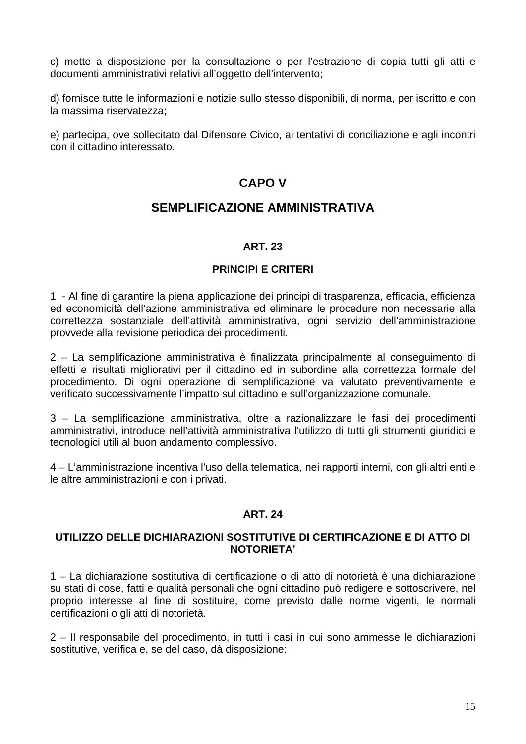c) mette a disposizione per la consultazione o per l'estrazione di copia tutti gli atti e documenti amministrativi relativi all'oggetto dell'intervento;

d) fornisce tutte le informazioni e notizie sullo stesso disponibili, di norma, per iscritto e con la massima riservatezza;

e) partecipa, ove sollecitato dal Difensore Civico, ai tentativi di conciliazione e agli incontri con il cittadino interessato.

## CAPO V

## SEMPLIFICAZIONE AMMINISTRATIVA

### ART. 23

### PRINCIPI E CRITERI

1 - Al fine di garantire la piena applicazione dei principi di trasparenza, efficacia, efficienza ed economicità dell'azione amministrativa ed eliminare le procedure non necessarie alla correttezza sostanziale dell'attività amministrativa, ogni servizio dell'amministrazione provvede alla revisione periodica dei procedimenti.

2 – La semplificazione amministrativa è finalizzata principalmente al conseguimento di effetti e risultati migliorativi per il cittadino ed in subordine alla correttezza formale del procedimento. Di ogni operazione di semplificazione va valutato preventivamente e verificato successivamente l'impatto sul cittadino e sull'organizzazione comunale.

3 – La semplificazione amministrativa, oltre a razionalizzare le fasi dei procedimenti amministrativi, introduce nell'attività amministrativa l'utilizzo di tutti gli strumenti giuridici e tecnologici utili al buon andamento complessivo.

4 – L'amministrazione incentiva l'uso della telematica, nei rapporti interni, con gli altri enti e le altre amministrazioni e con i privati.

### ART. 24

### UTILIZZO DELLE DICHIARAZIONI SOSTITUTIVE DI CERTIFICAZIONE E DI ATTO DI NOTORIETA'

1 – La dichiarazione sostitutiva di certificazione o di atto di notorietà è una dichiarazione su stati di cose, fatti e qualità personali che ogni cittadino può redigere e sottoscrivere, nel proprio interesse al fine di sostituire, come previsto dalle norme vigenti, le normali certificazioni o gli atti di notorietà.

2 – Il responsabile del procedimento, in tutti i casi in cui sono ammesse le dichiarazioni sostitutive, verifica e, se del caso, dà disposizione: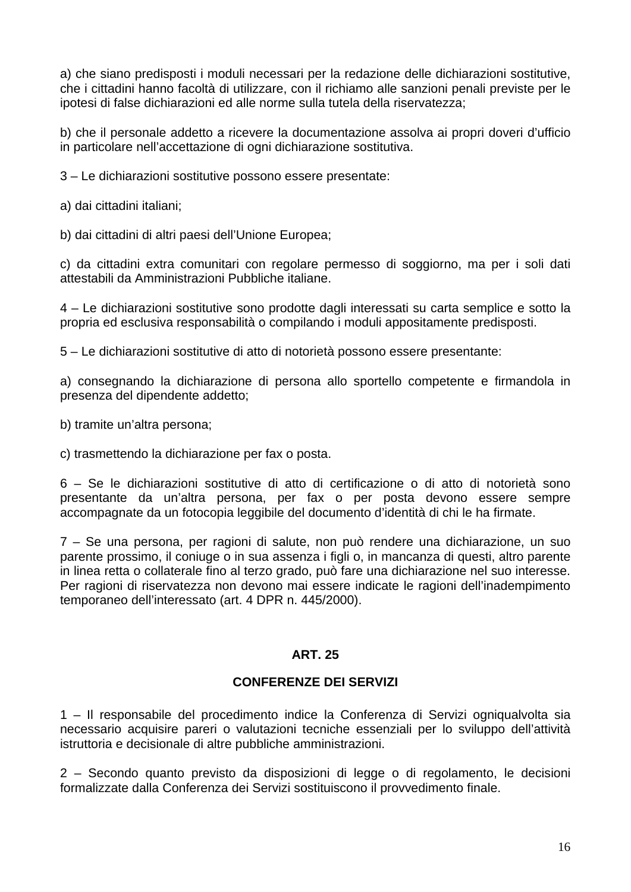a) che siano predisposti i moduli necessari per la redazione delle dichiarazioni sostitutive, che i cittadini hanno facoltà di utilizzare, con il richiamo alle sanzioni penali previste per le ipotesi di false dichiarazioni ed alle norme sulla tutela della riservatezza;

b) che il personale addetto a ricevere la documentazione assolva ai propri doveri d'ufficio in particolare nell'accettazione di ogni dichiarazione sostitutiva.

3 – Le dichiarazioni sostitutive possono essere presentate:

a) dai cittadini italiani;

b) dai cittadini di altri paesi dell'Unione Europea;

c) da cittadini extra comunitari con regolare permesso di soggiorno, ma per i soli dati attestabili da Amministrazioni Pubbliche italiane.

4 – Le dichiarazioni sostitutive sono prodotte dagli interessati su carta semplice e sotto la propria ed esclusiva responsabilità o compilando i moduli appositamente predisposti.

5 – Le dichiarazioni sostitutive di atto di notorietà possono essere presentante:

a) consegnando la dichiarazione di persona allo sportello competente e firmandola in presenza del dipendente addetto;

b) tramite un'altra persona;

c) trasmettendo la dichiarazione per fax o posta.

6 – Se le dichiarazioni sostitutive di atto di certificazione o di atto di notorietà sono presentante da un'altra persona, per fax o per posta devono essere sempre accompagnate da un fotocopia leggibile del documento d'identità di chi le ha firmate.

7 – Se una persona, per ragioni di salute, non può rendere una dichiarazione, un suo parente prossimo, il coniuge o in sua assenza i figli o, in mancanza di questi, altro parente in linea retta o collaterale fino al terzo grado, può fare una dichiarazione nel suo interesse. Per ragioni di riservatezza non devono mai essere indicate le ragioni dell'inadempimento temporaneo dell'interessato (art. 4 DPR n. 445/2000).

## ART. 25

## CONFERENZE DEI SERVIZI

1 – Il responsabile del procedimento indice la Conferenza di Servizi ogniqualvolta sia necessario acquisire pareri o valutazioni tecniche essenziali per lo sviluppo dell'attività istruttoria e decisionale di altre pubbliche amministrazioni.

2 – Secondo quanto previsto da disposizioni di legge o di regolamento, le decisioni formalizzate dalla Conferenza dei Servizi sostituiscono il provvedimento finale.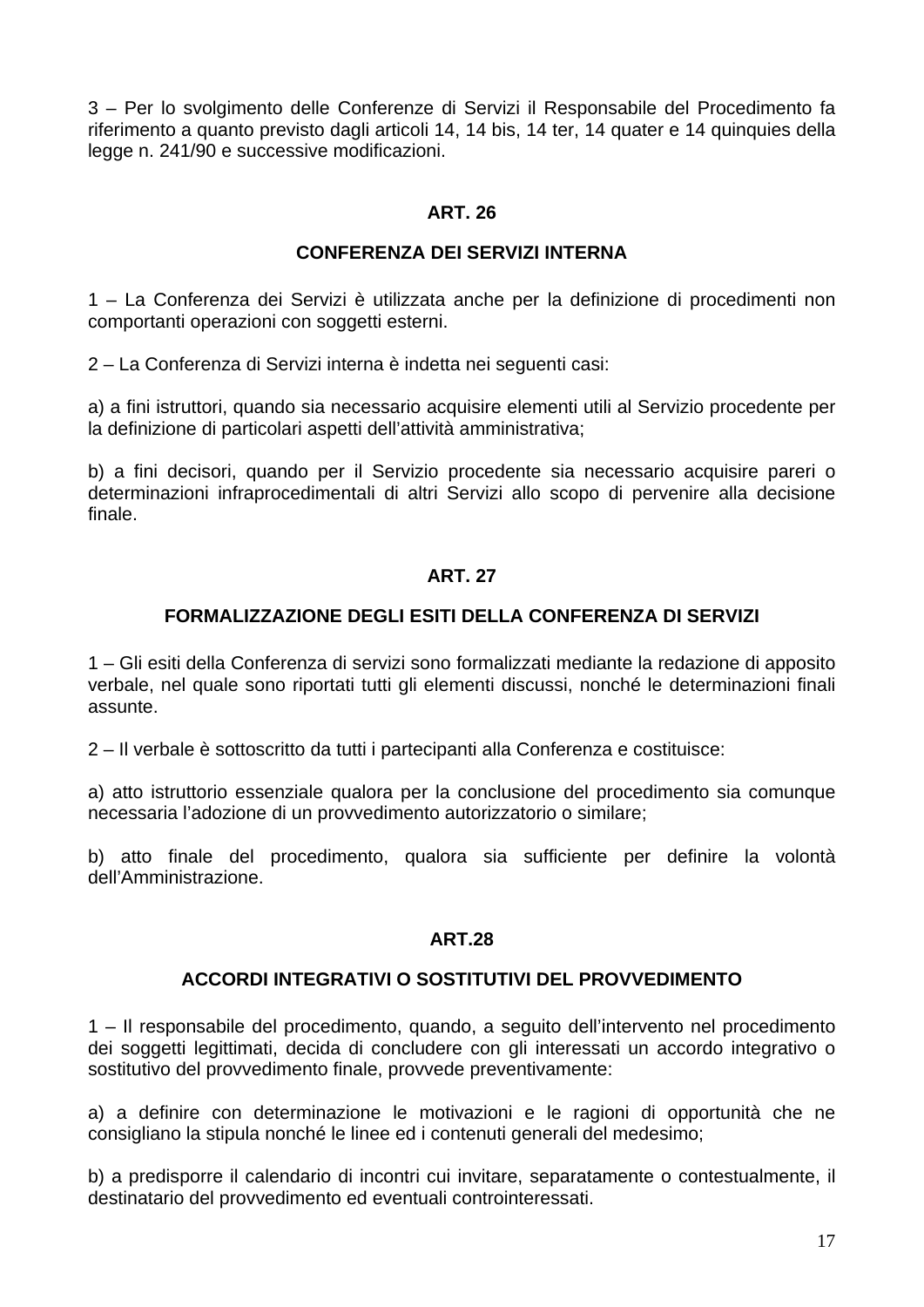3 – Per lo svolgimento delle Conferenze di Servizi il Responsabile del Procedimento fa riferimento a quanto previsto dagli articoli 14, 14 bis, 14 ter, 14 quater e 14 quinquies della legge n. 241/90 e successive modificazioni.

## ART. 26

## CONFERENZA DEI SERVIZI INTERNA

1 – La Conferenza dei Servizi è utilizzata anche per la definizione di procedimenti non comportanti operazioni con soggetti esterni.

2 – La Conferenza di Servizi interna è indetta nei seguenti casi:

a) a fini istruttori, quando sia necessario acquisire elementi utili al Servizio procedente per la definizione di particolari aspetti dell'attività amministrativa;

b) a fini decisori, quando per il Servizio procedente sia necessario acquisire pareri o determinazioni infraprocedimentali di altri Servizi allo scopo di pervenire alla decisione finale.

## ART. 27

## FORMALIZZAZIONE DEGLI ESITI DELLA CONFERENZA DI SERVIZI

1 – Gli esiti della Conferenza di servizi sono formalizzati mediante la redazione di apposito verbale, nel quale sono riportati tutti gli elementi discussi, nonché le determinazioni finali assunte.

2 – Il verbale è sottoscritto da tutti i partecipanti alla Conferenza e costituisce:

a) atto istruttorio essenziale qualora per la conclusione del procedimento sia comunque necessaria l'adozione di un provvedimento autorizzatorio o similare;

b) atto finale del procedimento, qualora sia sufficiente per definire la volontà dell'Amministrazione.

## ART.28

## ACCORDI INTEGRATIVI O SOSTITUTIVI DEL PROVVEDIMENTO

1 – Il responsabile del procedimento, quando, a seguito dell'intervento nel procedimento dei soggetti legittimati, decida di concludere con gli interessati un accordo integrativo o sostitutivo del provvedimento finale, provvede preventivamente:

a) a definire con determinazione le motivazioni e le ragioni di opportunità che ne consigliano la stipula nonché le linee ed i contenuti generali del medesimo;

b) a predisporre il calendario di incontri cui invitare, separatamente o contestualmente, il destinatario del provvedimento ed eventuali controinteressati.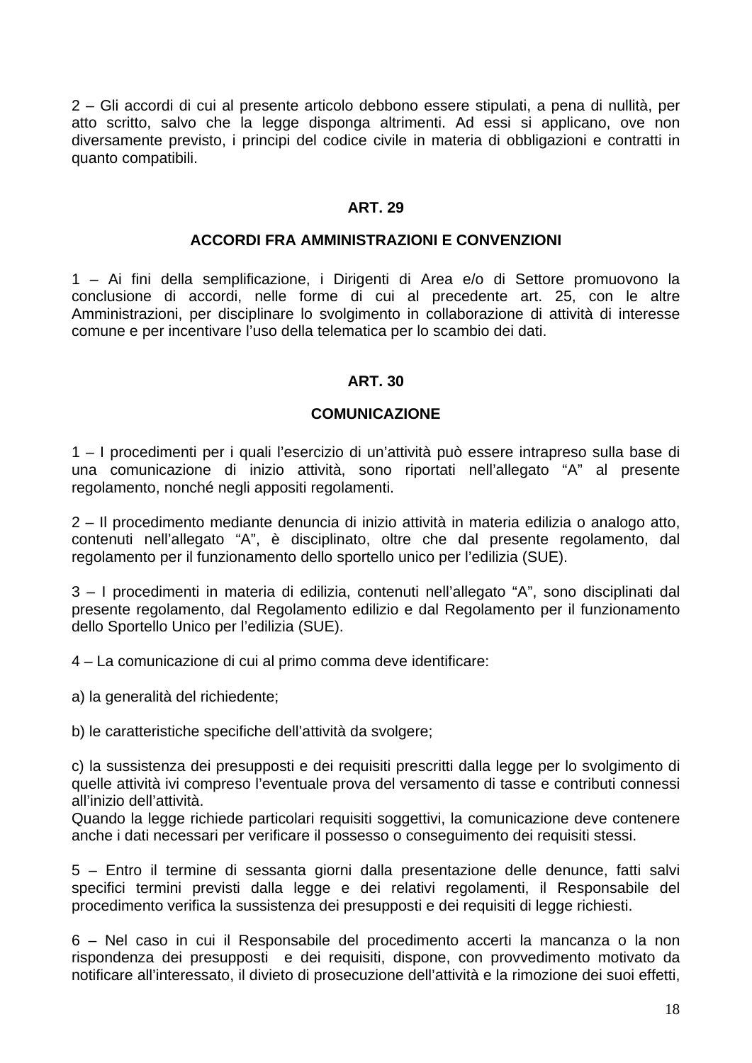2 – Gli accordi di cui al presente articolo debbono essere stipulati, a pena di nullità, per atto scritto, salvo che la legge disponga altrimenti. Ad essi si applicano, ove non diversamente previsto, i principi del codice civile in materia di obbligazioni e contratti in quanto compatibili.

## ART. 29

## ACCORDI FRA AMMINISTRAZIONI E CONVENZIONI

1 – Ai fini della semplificazione, i Dirigenti di Area e/o di Settore promuovono la conclusione di accordi, nelle forme di cui al precedente art. 25, con le altre Amministrazioni, per disciplinare lo svolgimento in collaborazione di attività di interesse comune e per incentivare l'uso della telematica per lo scambio dei dati.

## ART. 30

## COMUNICAZIONE

1 – I procedimenti per i quali l'esercizio di un'attività può essere intrapreso sulla base di una comunicazione di inizio attività, sono riportati nell'allegato "A" al presente regolamento, nonché negli appositi regolamenti.

2 – Il procedimento mediante denuncia di inizio attività in materia edilizia o analogo atto, contenuti nell'allegato "A", è disciplinato, oltre che dal presente regolamento, dal regolamento per il funzionamento dello sportello unico per l'edilizia (SUE).

3 – I procedimenti in materia di edilizia, contenuti nell'allegato "A", sono disciplinati dal presente regolamento, dal Regolamento edilizio e dal Regolamento per il funzionamento dello Sportello Unico per l'edilizia (SUE).

4 – La comunicazione di cui al primo comma deve identificare:

a) la generalità del richiedente;

b) le caratteristiche specifiche dell'attività da svolgere;

c) la sussistenza dei presupposti e dei requisiti prescritti dalla legge per lo svolgimento di quelle attività ivi compreso l'eventuale prova del versamento di tasse e contributi connessi all'inizio dell'attività.
Quando la legge richiede particolari requisiti soggettivi, la comunicazione deve contenere anche i dati necessari per verificare il possesso o conseguimento dei requisiti stessi.

5 – Entro il termine di sessanta giorni dalla presentazione delle denunce, fatti salvi specifici termini previsti dalla legge e dei relativi regolamenti, il Responsabile del procedimento verifica la sussistenza dei presupposti e dei requisiti di legge richiesti.

6 – Nel caso in cui il Responsabile del procedimento accerti la mancanza o la non rispondenza dei presupposti e dei requisiti, dispone, con provvedimento motivato da notificare all'interessato, il divieto di prosecuzione dell'attività e la rimozione dei suoi effetti,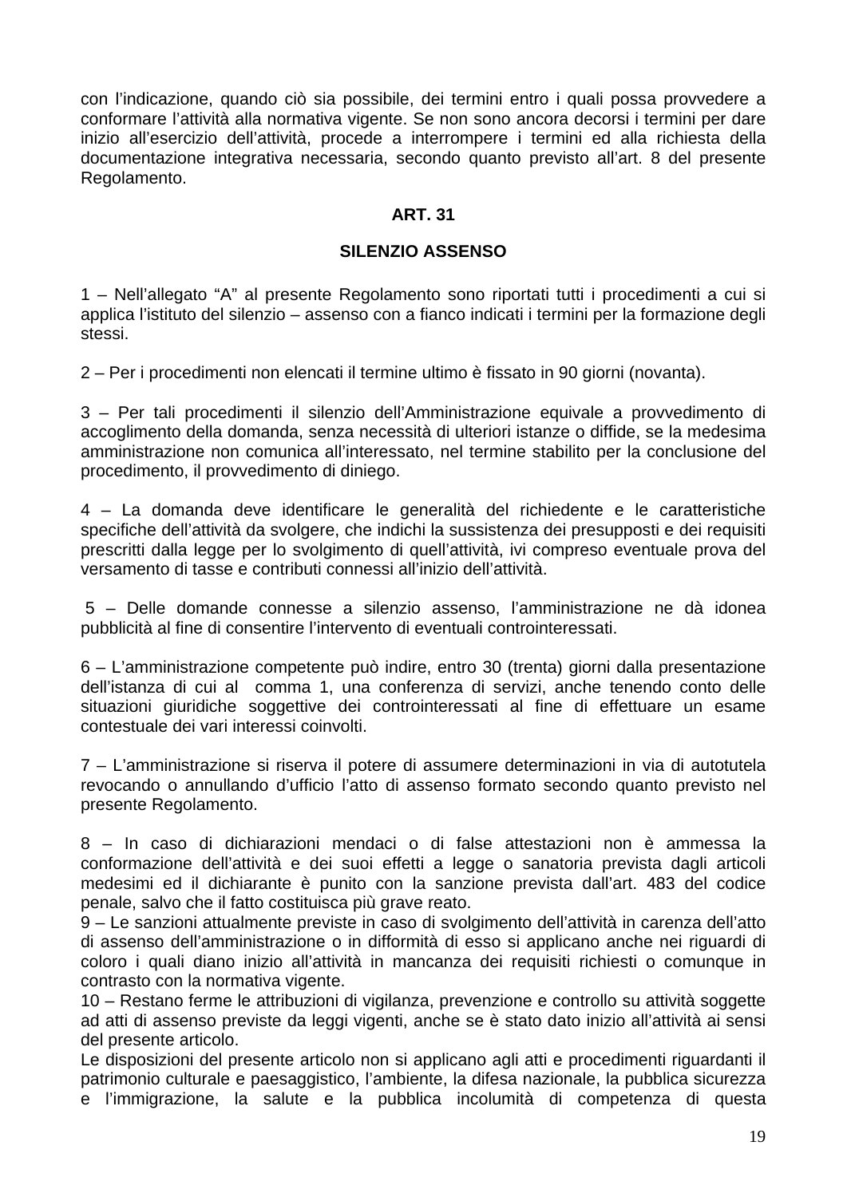con l’indicazione, quando ciò sia possibile, dei termini entro i quali possa provvedere a conformare l’attività alla normativa vigente. Se non sono ancora decorsi i termini per dare inizio all’esercizio dell’attività, procede a interrompere i termini ed alla richiesta della documentazione integrativa necessaria, secondo quanto previsto all’art. 8 del presente Regolamento.

## ART. 31

## SILENZIO ASSENSO

1 – Nell’allegato “A” al presente Regolamento sono riportati tutti i procedimenti a cui si applica l’istituto del silenzio – assenso con a fianco indicati i termini per la formazione degli stessi.

2 – Per i procedimenti non elencati il termine ultimo è fissato in 90 giorni (novanta).

3 – Per tali procedimenti il silenzio dell’Amministrazione equivale a provvedimento di accoglimento della domanda, senza necessità di ulteriori istanze o diffide, se la medesima amministrazione non comunica all’interessato, nel termine stabilito per la conclusione del procedimento, il provvedimento di diniego.

4 – La domanda deve identificare le generalità del richiedente e le caratteristiche specifiche dell’attività da svolgere, che indichi la sussistenza dei presupposti e dei requisiti prescritti dalla legge per lo svolgimento di quell’attività, ivi compreso eventuale prova del versamento di tasse e contributi connessi all’inizio dell’attività.

5 – Delle domande connesse a silenzio assenso, l’amministrazione ne dà idonea pubblicità al fine di consentire l’intervento di eventuali controinteressati.

6 – L’amministrazione competente può indire, entro 30 (trenta) giorni dalla presentazione dell’istanza di cui al comma 1, una conferenza di servizi, anche tenendo conto delle situazioni giuridiche soggettive dei controinteressati al fine di effettuare un esame contestuale dei vari interessi coinvolti.

7 – L’amministrazione si riserva il potere di assumere determinazioni in via di autotutela revocando o annullando d’ufficio l’atto di assenso formato secondo quanto previsto nel presente Regolamento.

8 – In caso di dichiarazioni mendaci o di false attestazioni non è ammessa la conformazione dell’attività e dei suoi effetti a legge o sanatoria prevista dagli articoli medesimi ed il dichiarante è punito con la sanzione prevista dall’art. 483 del codice penale, salvo che il fatto costituisca più grave reato.

9 – Le sanzioni attualmente previste in caso di svolgimento dell’attività in carenza dell’atto di assenso dell’amministrazione o in difformità di esso si applicano anche nei riguardi di coloro i quali diano inizio all’attività in mancanza dei requisiti richiesti o comunque in contrasto con la normativa vigente.

10 – Restano ferme le attribuzioni di vigilanza, prevenzione e controllo su attività soggette ad atti di assenso previste da leggi vigenti, anche se è stato dato inizio all’attività ai sensi del presente articolo.

Le disposizioni del presente articolo non si applicano agli atti e procedimenti riguardanti il patrimonio culturale e paesaggistico, l’ambiente, la difesa nazionale, la pubblica sicurezza e l’immigrazione, la salute e la pubblica incolumità di competenza di questa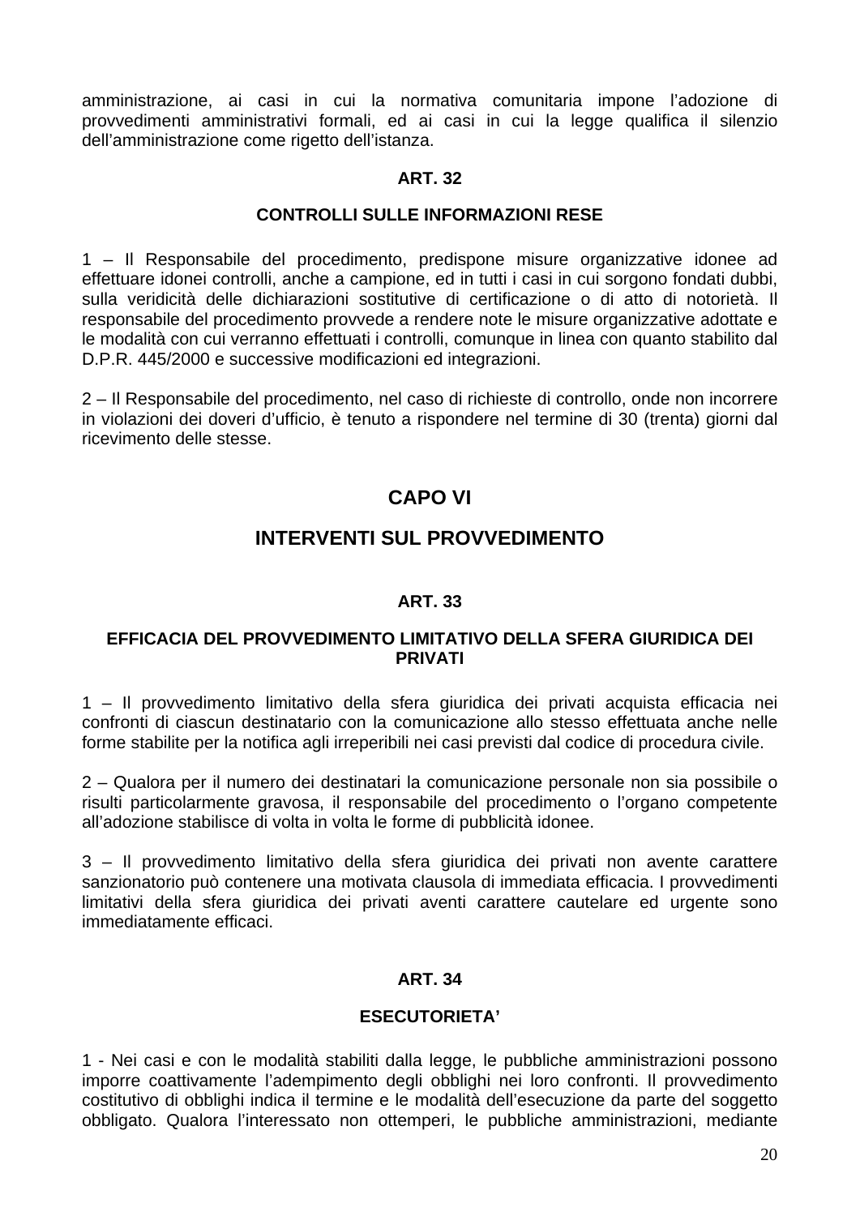amministrazione, ai casi in cui la normativa comunitaria impone l'adozione di provvedimenti amministrativi formali, ed ai casi in cui la legge qualifica il silenzio dell'amministrazione come rigetto dell'istanza.

### ART. 32

### CONTROLLI SULLE INFORMAZIONI RESE

1 – Il Responsabile del procedimento, predispone misure organizzative idonee ad effettuare idonei controlli, anche a campione, ed in tutti i casi in cui sorgono fondati dubbi, sulla veridicità delle dichiarazioni sostitutive di certificazione o di atto di notorietà. Il responsabile del procedimento provvede a rendere note le misure organizzative adottate e le modalità con cui verranno effettuati i controlli, comunque in linea con quanto stabilito dal D.P.R. 445/2000 e successive modificazioni ed integrazioni.

2 – Il Responsabile del procedimento, nel caso di richieste di controllo, onde non incorrere in violazioni dei doveri d'ufficio, è tenuto a rispondere nel termine di 30 (trenta) giorni dal ricevimento delle stesse.

## CAPO VI

## INTERVENTI SUL PROVVEDIMENTO

### ART. 33

### EFFICACIA DEL PROVVEDIMENTO LIMITATIVO DELLA SFERA GIURIDICA DEI PRIVATI

1 – Il provvedimento limitativo della sfera giuridica dei privati acquista efficacia nei confronti di ciascun destinatario con la comunicazione allo stesso effettuata anche nelle forme stabilite per la notifica agli irreperibili nei casi previsti dal codice di procedura civile.

2 – Qualora per il numero dei destinatari la comunicazione personale non sia possibile o risulti particolarmente gravosa, il responsabile del procedimento o l'organo competente all'adozione stabilisce di volta in volta le forme di pubblicità idonee.

3 – Il provvedimento limitativo della sfera giuridica dei privati non avente carattere sanzionatorio può contenere una motivata clausola di immediata efficacia. I provvedimenti limitativi della sfera giuridica dei privati aventi carattere cautelare ed urgente sono immediatamente efficaci.

### ART. 34

### ESECUTORIETA'

1 - Nei casi e con le modalità stabiliti dalla legge, le pubbliche amministrazioni possono imporre coattivamente l'adempimento degli obblighi nei loro confronti. Il provvedimento costitutivo di obblighi indica il termine e le modalità dell'esecuzione da parte del soggetto obbligato. Qualora l'interessato non ottemperi, le pubbliche amministrazioni, mediante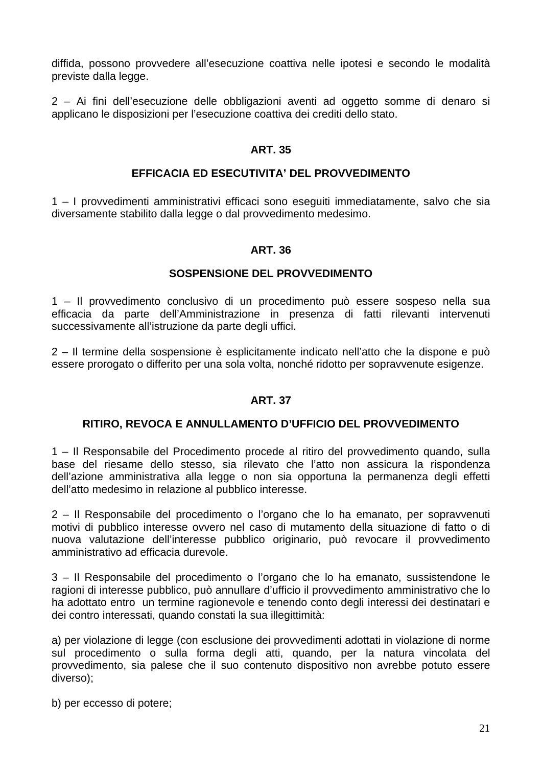diffida, possono provvedere all'esecuzione coattiva nelle ipotesi e secondo le modalità previste dalla legge.

2 – Ai fini dell'esecuzione delle obbligazioni aventi ad oggetto somme di denaro si applicano le disposizioni per l'esecuzione coattiva dei crediti dello stato.

**ART. 35**

**EFFICACIA ED ESECUTIVITA' DEL PROVVEDIMENTO**

1 – I provvedimenti amministrativi efficaci sono eseguiti immediatamente, salvo che sia diversamente stabilito dalla legge o dal provvedimento medesimo.

**ART. 36**

**SOSPENSIONE DEL PROVVEDIMENTO**

1 – Il provvedimento conclusivo di un procedimento può essere sospeso nella sua efficacia da parte dell'Amministrazione in presenza di fatti rilevanti intervenuti successivamente all'istruzione da parte degli uffici.

2 – Il termine della sospensione è esplicitamente indicato nell'atto che la dispone e può essere prorogato o differito per una sola volta, nonché ridotto per sopravvenute esigenze.

**ART. 37**

**RITIRO, REVOCA E ANNULLAMENTO D'UFFICIO DEL PROVVEDIMENTO**

1 – Il Responsabile del Procedimento procede al ritiro del provvedimento quando, sulla base del riesame dello stesso, sia rilevato che l'atto non assicura la rispondenza dell'azione amministrativa alla legge o non sia opportuna la permanenza degli effetti dell'atto medesimo in relazione al pubblico interesse.

2 – Il Responsabile del procedimento o l'organo che lo ha emanato, per sopravvenuti motivi di pubblico interesse ovvero nel caso di mutamento della situazione di fatto o di nuova valutazione dell'interesse pubblico originario, può revocare il provvedimento amministrativo ad efficacia durevole.

3 – Il Responsabile del procedimento o l'organo che lo ha emanato, sussistendone le ragioni di interesse pubblico, può annullare d'ufficio il provvedimento amministrativo che lo ha adottato entro un termine ragionevole e tenendo conto degli interessi dei destinatari e dei contro interessati, quando constati la sua illegittimità:

a) per violazione di legge (con esclusione dei provvedimenti adottati in violazione di norme sul procedimento o sulla forma degli atti, quando, per la natura vincolata del provvedimento, sia palese che il suo contenuto dispositivo non avrebbe potuto essere diverso);

b) per eccesso di potere;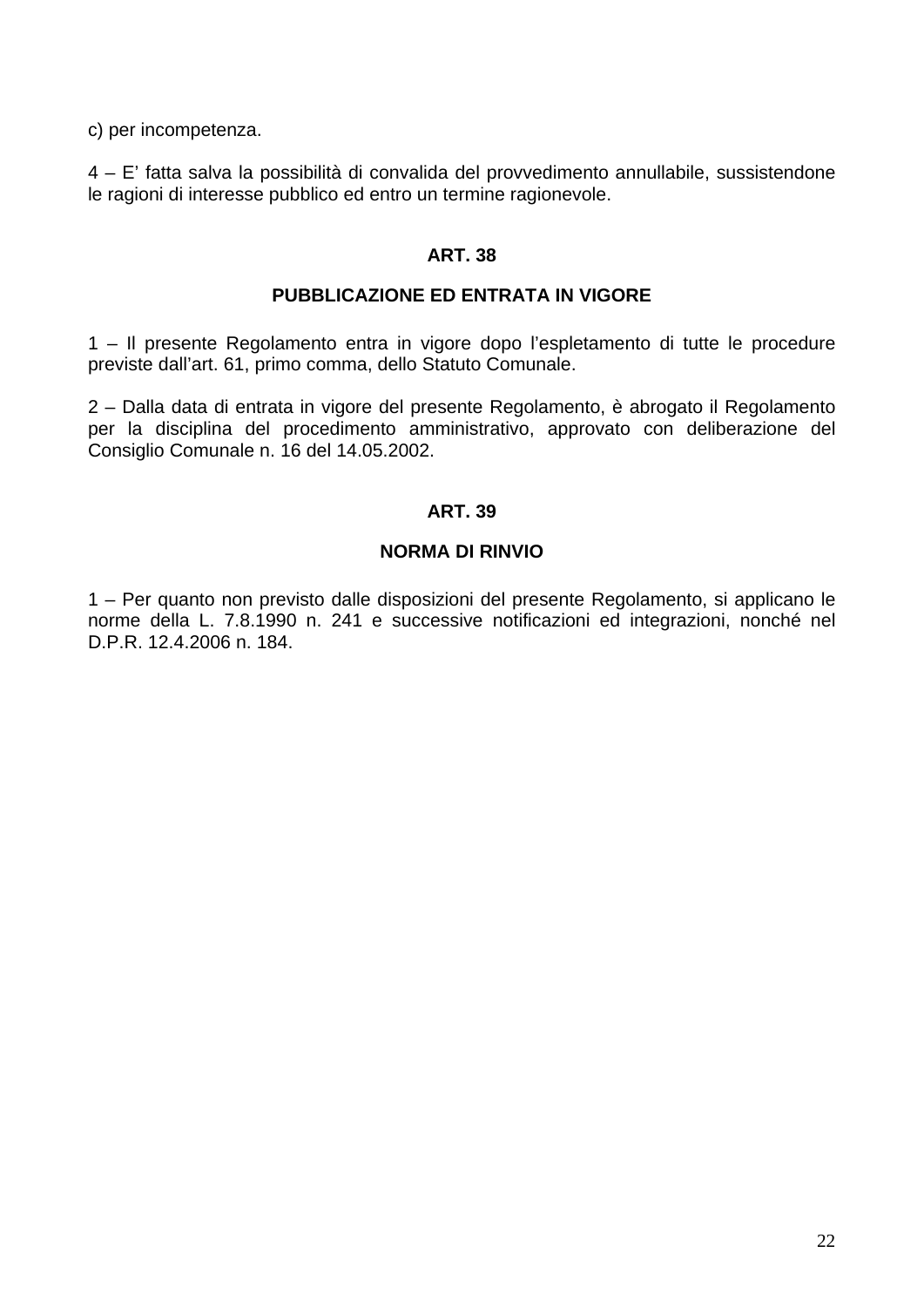c) per incompetenza.

4 – E' fatta salva la possibilità di convalida del provvedimento annullabile, sussistendone le ragioni di interesse pubblico ed entro un termine ragionevole.

## ART. 38

## PUBBLICAZIONE ED ENTRATA IN VIGORE

1 – Il presente Regolamento entra in vigore dopo l'espletamento di tutte le procedure previste dall'art. 61, primo comma, dello Statuto Comunale.

2 – Dalla data di entrata in vigore del presente Regolamento, è abrogato il Regolamento per la disciplina del procedimento amministrativo, approvato con deliberazione del Consiglio Comunale n. 16 del 14.05.2002.

## ART. 39

## NORMA DI RINVIO

1 – Per quanto non previsto dalle disposizioni del presente Regolamento, si applicano le norme della L. 7.8.1990 n. 241 e successive notificazioni ed integrazioni, nonché nel D.P.R. 12.4.2006 n. 184.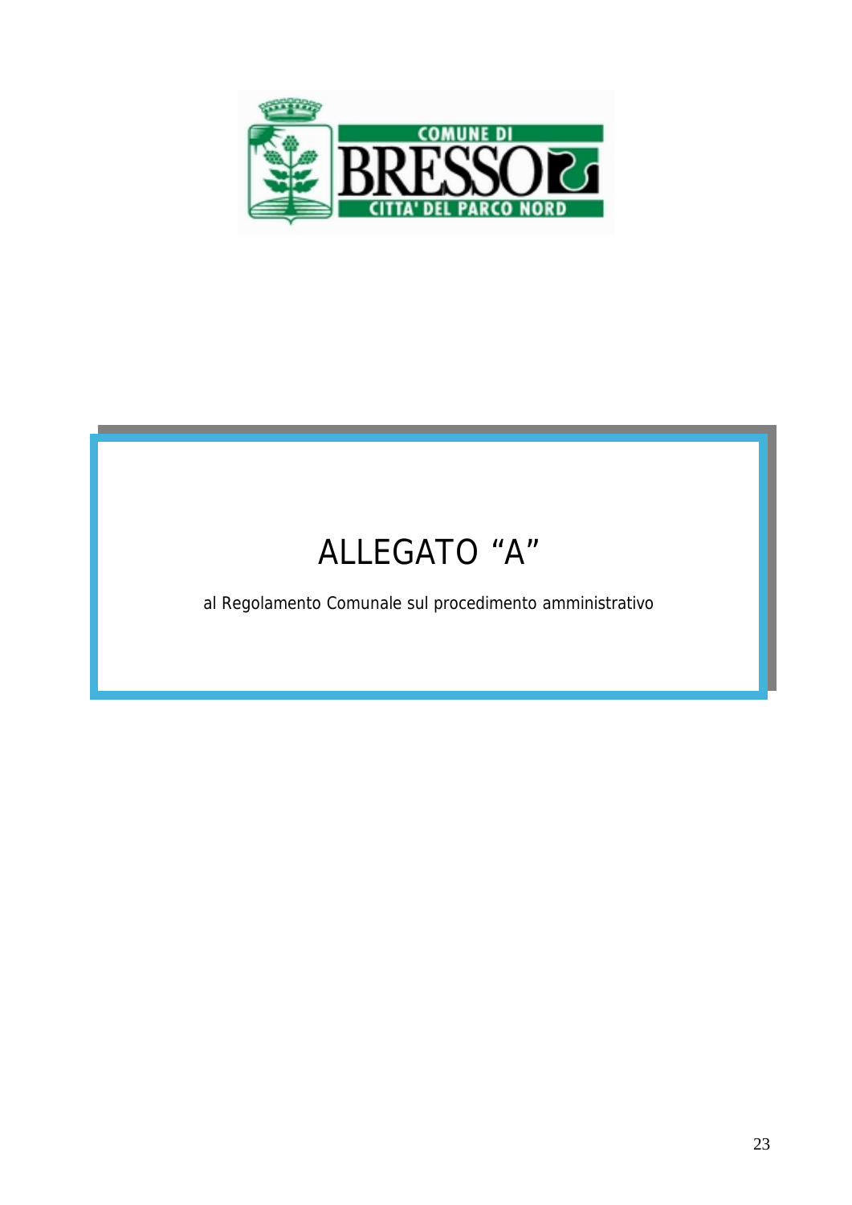# ALLEGATO “A”

al Regolamento Comunale sul procedimento amministrativo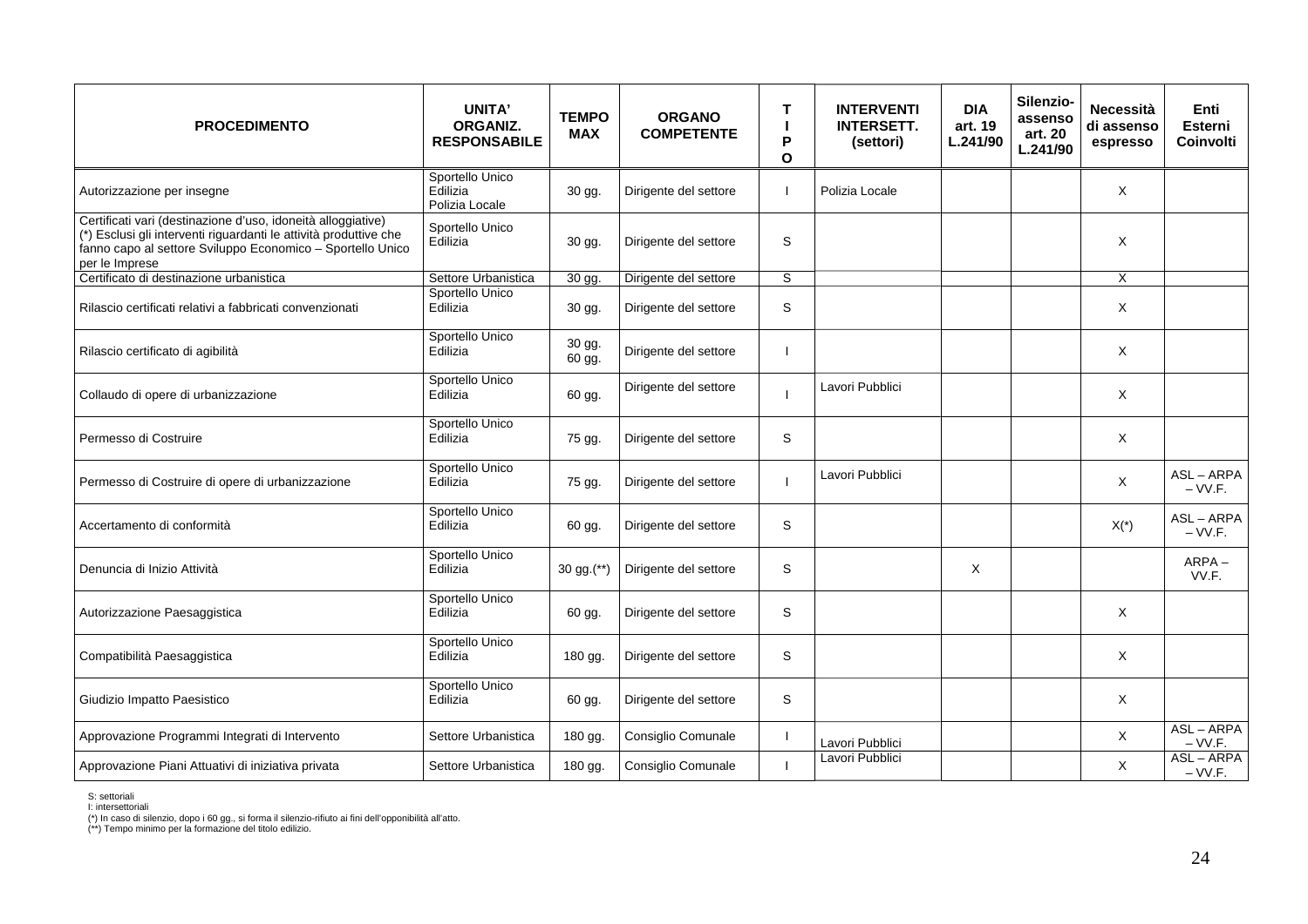| PROCEDIMENTO | UNITA' ORGANIZ. RESPONSABILE | TEMPO MAX | ORGANO COMPETENTE | TIPO | INTERVENTI INTERSETT. (settori) | DIA art. 19 L.241/90 | Silenzio-assenso art. 20 L.241/90 | Necessità di assenso espresso | Enti Esterni Coinvolti |
|---|---|---|---|---|---|---|---|---|---|
| Autorizzazione per insegne | Sportello Unico Edilizia Polizia Locale | 30 gg. | Dirigente del settore | I | Polizia Locale | | | X | |
| Certificati vari (destinazione d'uso, idoneità alloggiative) (*) Esclusi gli interventi riguardanti le attività produttive che fanno capo al settore Sviluppo Economico – Sportello Unico per le Imprese | Sportello Unico Edilizia | 30 gg. | Dirigente del settore | S | | | | X | |
| Certificato di destinazione urbanistica | Settore Urbanistica | 30 gg. | Dirigente del settore | S | | | | X | |
| Rilascio certificati relativi a fabbricati convenzionati | Sportello Unico Edilizia | 30 gg. | Dirigente del settore | S | | | | X | |
| Rilascio certificato di agibilità | Sportello Unico Edilizia | 30 gg. 60 gg. | Dirigente del settore | I | | | | X | |
| Collaudo di opere di urbanizzazione | Sportello Unico Edilizia | 60 gg. | Dirigente del settore | I | Lavori Pubblici | | | X | |
| Permesso di Costruire | Sportello Unico Edilizia | 75 gg. | Dirigente del settore | S | | | | X | |
| Permesso di Costruire di opere di urbanizzazione | Sportello Unico Edilizia | 75 gg. | Dirigente del settore | I | Lavori Pubblici | | | X | ASL – ARPA – VV.F. |
| Accertamento di conformità | Sportello Unico Edilizia | 60 gg. | Dirigente del settore | S | | | | X(*) | ASL – ARPA – VV.F. |
| Denuncia di Inizio Attività | Sportello Unico Edilizia | 30 gg.(**) | Dirigente del settore | S | | X | | | ARPA – VV.F. |
| Autorizzazione Paesaggistica | Sportello Unico Edilizia | 60 gg. | Dirigente del settore | S | | | | X | |
| Compatibilità Paesaggistica | Sportello Unico Edilizia | 180 gg. | Dirigente del settore | S | | | | X | |
| Giudizio Impatto Paesistico | Sportello Unico Edilizia | 60 gg. | Dirigente del settore | S | | | | X | |
| Approvazione Programmi Integrati di Intervento | Settore Urbanistica | 180 gg. | Consiglio Comunale | I | Lavori Pubblici | | | X | ASL – ARPA – VV.F. |
| Approvazione Piani Attuativi di iniziativa privata | Settore Urbanistica | 180 gg. | Consiglio Comunale | I | Lavori Pubblici | | | X | ASL – ARPA – VV.F. |

S: settoriali
I: intersettoriali
(*) In caso di silenzio, dopo i 60 gg., si forma il silenzio-rifiuto ai fini dell'opponibilità all'atto.
(**) Tempo minimo per la formazione del titolo edilizio.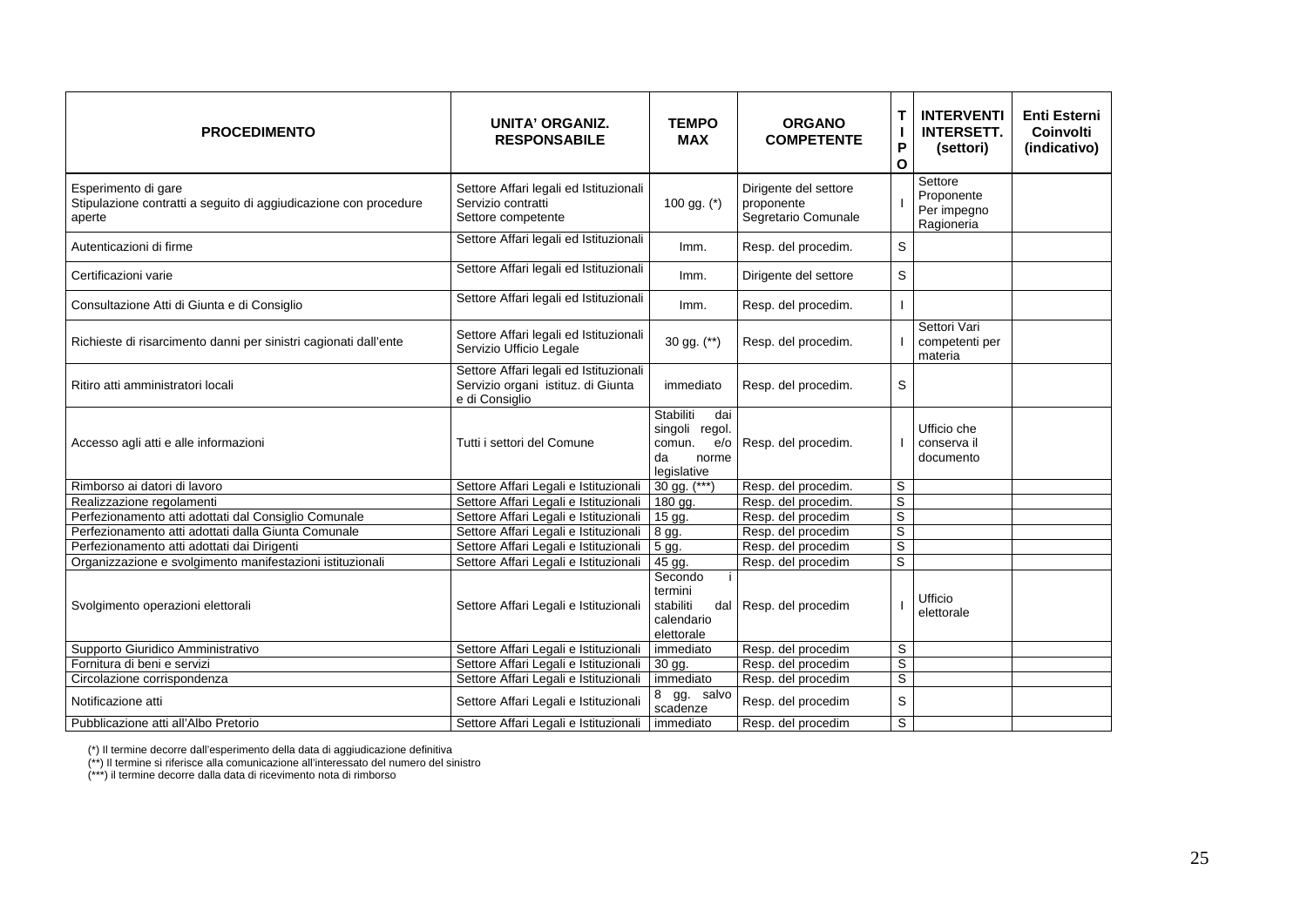| PROCEDIMENTO | UNITA' ORGANIZ. RESPONSABILE | TEMPO MAX | ORGANO COMPETENTE | TIPO | INTERVENTI INTERSETT. (settori) | Enti Esterni Coinvolti (indicativo) |
|---|---|---|---|---|---|---|
| Esperimento di gare<br>Stipulazione contratti a seguito di aggiudicazione con procedure aperte | Settore Affari legali ed Istituzionali<br>Servizio contratti<br>Settore competente | 100 gg. (*) | Dirigente del settore proponente<br>Segretario Comunale | I | Settore Proponente<br>Per impegno Ragioneria | |
| Autenticazioni di firme | Settore Affari legali ed Istituzionali | Imm. | Resp. del procedim. | S | | |
| Certificazioni varie | Settore Affari legali ed Istituzionali | Imm. | Dirigente del settore | S | | |
| Consultazione Atti di Giunta e di Consiglio | Settore Affari legali ed Istituzionali | Imm. | Resp. del procedim. | I | | |
| Richieste di risarcimento danni per sinistri cagionati dall'ente | Settore Affari legali ed Istituzionali<br>Servizio Ufficio Legale | 30 gg. (**) | Resp. del procedim. | I | Settori Vari competenti per materia | |
| Ritiro atti amministratori locali | Settore Affari legali ed Istituzionali<br>Servizio organi istituz. di Giunta e di Consiglio | immediato | Resp. del procedim. | S | | |
| Accesso agli atti e alle informazioni | Tutti i settori del Comune | Stabiliti dai singoli regol. comun. e/o da norme legislative | Resp. del procedim. | I | Ufficio che conserva il documento | |
| Rimborso ai datori di lavoro | Settore Affari Legali e Istituzionali | 30 gg. (***) | Resp. del procedim. | S | | |
| Realizzazione regolamenti | Settore Affari Legali e Istituzionali | 180 gg. | Resp. del procedim. | S | | |
| Perfezionamento atti adottati dal Consiglio Comunale | Settore Affari Legali e Istituzionali | 15 gg. | Resp. del procedim | S | | |
| Perfezionamento atti adottati dalla Giunta Comunale | Settore Affari Legali e Istituzionali | 8 gg. | Resp. del procedim | S | | |
| Perfezionamento atti adottati dai Dirigenti | Settore Affari Legali e Istituzionali | 5 gg. | Resp. del procedim | S | | |
| Organizzazione e svolgimento manifestazioni istituzionali | Settore Affari Legali e Istituzionali | 45 gg. | Resp. del procedim | S | | |
| Svolgimento operazioni elettorali | Settore Affari Legali e Istituzionali | Secondo i termini stabiliti dal calendario elettorale | Resp. del procedim | I | Ufficio elettorale | |
| Supporto Giuridico Amministrativo | Settore Affari Legali e Istituzionali | immediato | Resp. del procedim | S | | |
| Fornitura di beni e servizi | Settore Affari Legali e Istituzionali | 30 gg. | Resp. del procedim | S | | |
| Circolazione corrispondenza | Settore Affari Legali e Istituzionali | immediato | Resp. del procedim | S | | |
| Notificazione atti | Settore Affari Legali e Istituzionali | 8 gg. salvo scadenze | Resp. del procedim | S | | |
| Pubblicazione atti all'Albo Pretorio | Settore Affari Legali e Istituzionali | immediato | Resp. del procedim | S | | |

(*) Il termine decorre dall'esperimento della data di aggiudicazione definitiva
(**) Il termine si riferisce alla comunicazione all'interessato del numero del sinistro
(***) il termine decorre dalla data di ricevimento nota di rimborso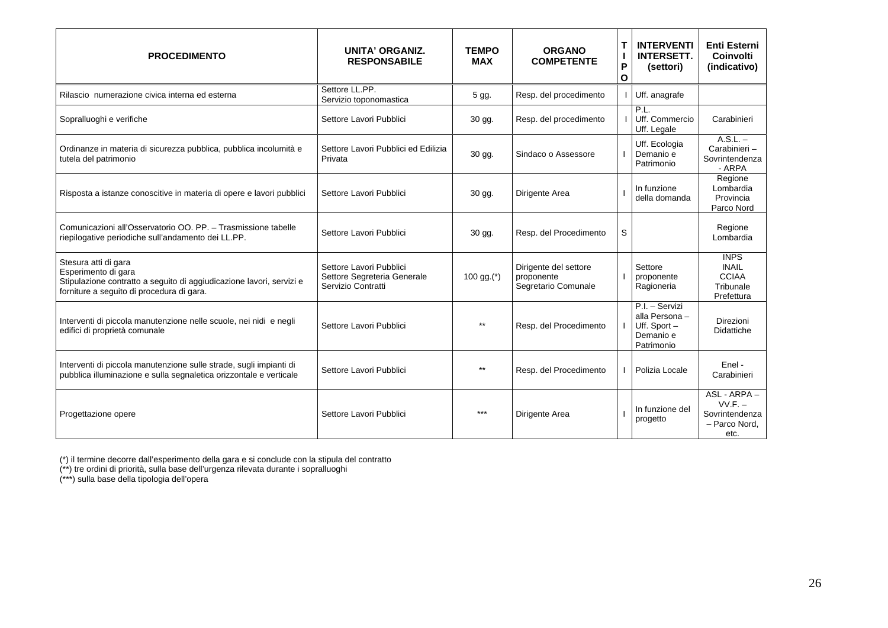| PROCEDIMENTO | UNITA' ORGANIZ. RESPONSABILE | TEMPO MAX | ORGANO COMPETENTE | TIPO | INTERVENTI INTERSETT. (settori) | Enti Esterni Coinvolti (indicativo) |
|---|---|---|---|---|---|---|
| Rilascio numerazione civica interna ed esterna | Settore LL.PP. Servizio toponomastica | 5 gg. | Resp. del procedimento | I | Uff. anagrafe | |
| Sopralluoghi e verifiche | Settore Lavori Pubblici | 30 gg. | Resp. del procedimento | I | P.L. Uff. Commercio Uff. Legale | Carabinieri |
| Ordinanze in materia di sicurezza pubblica, pubblica incolumità e tutela del patrimonio | Settore Lavori Pubblici ed Edilizia Privata | 30 gg. | Sindaco o Assessore | I | Uff. Ecologia Demanio e Patrimonio | A.S.L. – Carabinieri – Sovrintendenza - ARPA |
| Risposta a istanze conoscitive in materia di opere e lavori pubblici | Settore Lavori Pubblici | 30 gg. | Dirigente Area | I | In funzione della domanda | Regione Lombardia Provincia Parco Nord |
| Comunicazioni all'Osservatorio OO. PP. – Trasmissione tabelle riepilogative periodiche sull'andamento dei LL.PP. | Settore Lavori Pubblici | 30 gg. | Resp. del Procedimento | S | | Regione Lombardia |
| Stesura atti di gara<br>Esperimento di gara<br>Stipulazione contratto a seguito di aggiudicazione lavori, servizi e forniture a seguito di procedura di gara. | Settore Lavori Pubblici Settore Segreteria Generale Servizio Contratti | 100 gg.(*) | Dirigente del settore proponente Segretario Comunale | I | Settore proponente Ragioneria | INPS INAIL CCIAA Tribunale Prefettura |
| Interventi di piccola manutenzione nelle scuole, nei nidi e negli edifici di proprietà comunale | Settore Lavori Pubblici | ** | Resp. del Procedimento | I | P.I. – Servizi alla Persona – Uff. Sport – Demanio e Patrimonio | Direzioni Didattiche |
| Interventi di piccola manutenzione sulle strade, sugli impianti di pubblica illuminazione e sulla segnaletica orizzontale e verticale | Settore Lavori Pubblici | ** | Resp. del Procedimento | I | Polizia Locale | Enel - Carabinieri |
| Progettazione opere | Settore Lavori Pubblici | *** | Dirigente Area | I | In funzione del progetto | ASL - ARPA – VV.F. – Sovrintendenza – Parco Nord, etc. |

(*) il termine decorre dall'esperimento della gara e si conclude con la stipula del contratto
(**) tre ordini di priorità, sulla base dell'urgenza rilevata durante i sopralluoghi
(***) sulla base della tipologia dell'opera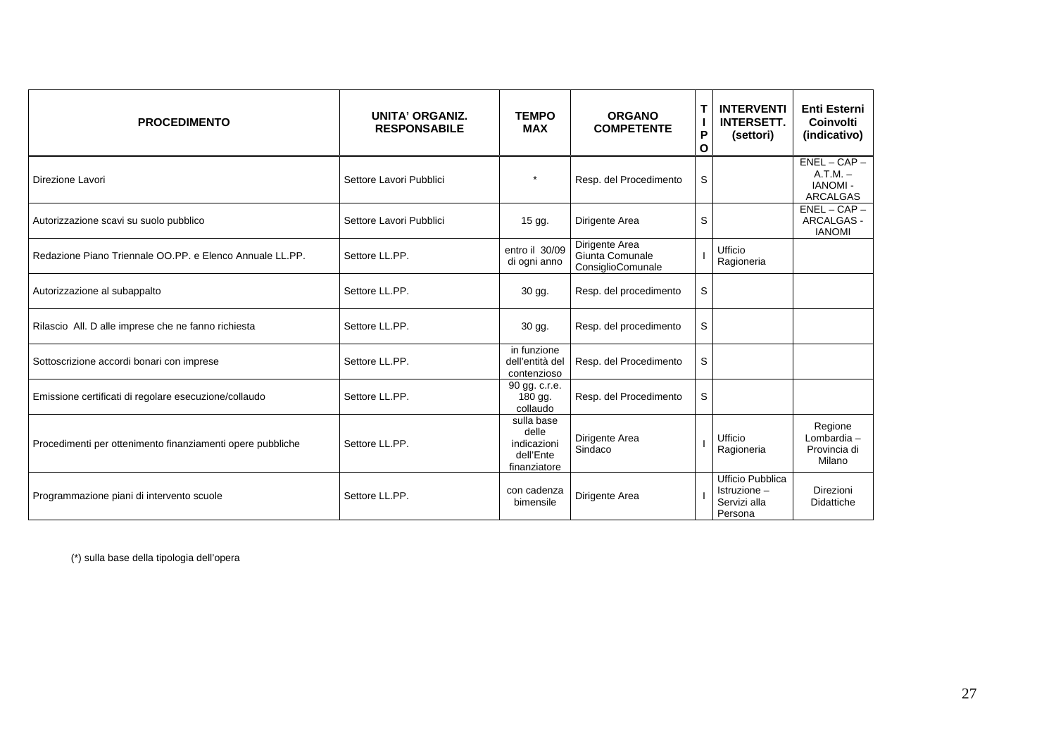| PROCEDIMENTO | UNITA' ORGANIZ. RESPONSABILE | TEMPO MAX | ORGANO COMPETENTE | TIPO | INTERVENTI INTERSETT. (settori) | Enti Esterni Coinvolti (indicativo) |
|---|---|---|---|---|---|---|
| Direzione Lavori | Settore Lavori Pubblici | * | Resp. del Procedimento | S | | ENEL – CAP – A.T.M. – IANOMI - ARCALGAS |
| Autorizzazione scavi su suolo pubblico | Settore Lavori Pubblici | 15 gg. | Dirigente Area | S | | ENEL – CAP – ARCALGAS - IANOMI |
| Redazione Piano Triennale OO.PP. e Elenco Annuale LL.PP. | Settore LL.PP. | entro il 30/09 di ogni anno | Dirigente Area Giunta Comunale ConsiglioComunale | I | Ufficio Ragioneria | |
| Autorizzazione al subappalto | Settore LL.PP. | 30 gg. | Resp. del procedimento | S | | |
| Rilascio All. D alle imprese che ne fanno richiesta | Settore LL.PP. | 30 gg. | Resp. del procedimento | S | | |
| Sottoscrizione accordi bonari con imprese | Settore LL.PP. | in funzione dell'entità del contenzioso | Resp. del Procedimento | S | | |
| Emissione certificati di regolare esecuzione/collaudo | Settore LL.PP. | 90 gg. c.r.e. 180 gg. collaudo | Resp. del Procedimento | S | | |
| Procedimenti per ottenimento finanziamenti opere pubbliche | Settore LL.PP. | sulla base delle indicazioni dell'Ente finanziatore | Dirigente Area Sindaco | I | Ufficio Ragioneria | Regione Lombardia – Provincia di Milano |
| Programmazione piani di intervento scuole | Settore LL.PP. | con cadenza bimensile | Dirigente Area | I | Ufficio Pubblica Istruzione – Servizi alla Persona | Direzioni Didattiche |

(*) sulla base della tipologia dell'opera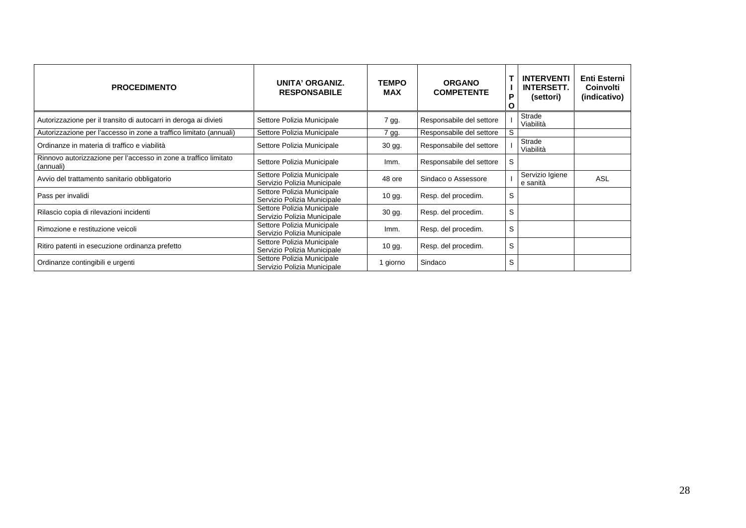| PROCEDIMENTO | UNITA' ORGANIZ. RESPONSABILE | TEMPO MAX | ORGANO COMPETENTE | TIPO | INTERVENTI INTERSETT. (settori) | Enti Esterni Coinvolti (indicativo) |
|---|---|---|---|---|---|---|
| Autorizzazione per il transito di autocarri in deroga ai divieti | Settore Polizia Municipale | 7 gg. | Responsabile del settore | I | Strade Viabilità | |
| Autorizzazione per l'accesso in zone a traffico limitato (annuali) | Settore Polizia Municipale | 7 gg. | Responsabile del settore | S | | |
| Ordinanze in materia di traffico e viabilità | Settore Polizia Municipale | 30 gg. | Responsabile del settore | I | Strade Viabilità | |
| Rinnovo autorizzazione per l'accesso in zone a traffico limitato (annuali) | Settore Polizia Municipale | Imm. | Responsabile del settore | S | | |
| Avvio del trattamento sanitario obbligatorio | Settore Polizia Municipale Servizio Polizia Municipale | 48 ore | Sindaco o Assessore | I | Servizio Igiene e sanità | ASL |
| Pass per invalidi | Settore Polizia Municipale Servizio Polizia Municipale | 10 gg. | Resp. del procedim. | S | | |
| Rilascio copia di rilevazioni incidenti | Settore Polizia Municipale Servizio Polizia Municipale | 30 gg. | Resp. del procedim. | S | | |
| Rimozione e restituzione veicoli | Settore Polizia Municipale Servizio Polizia Municipale | Imm. | Resp. del procedim. | S | | |
| Ritiro patenti in esecuzione ordinanza prefetto | Settore Polizia Municipale Servizio Polizia Municipale | 10 gg. | Resp. del procedim. | S | | |
| Ordinanze contingibili e urgenti | Settore Polizia Municipale Servizio Polizia Municipale | 1 giorno | Sindaco | S | | |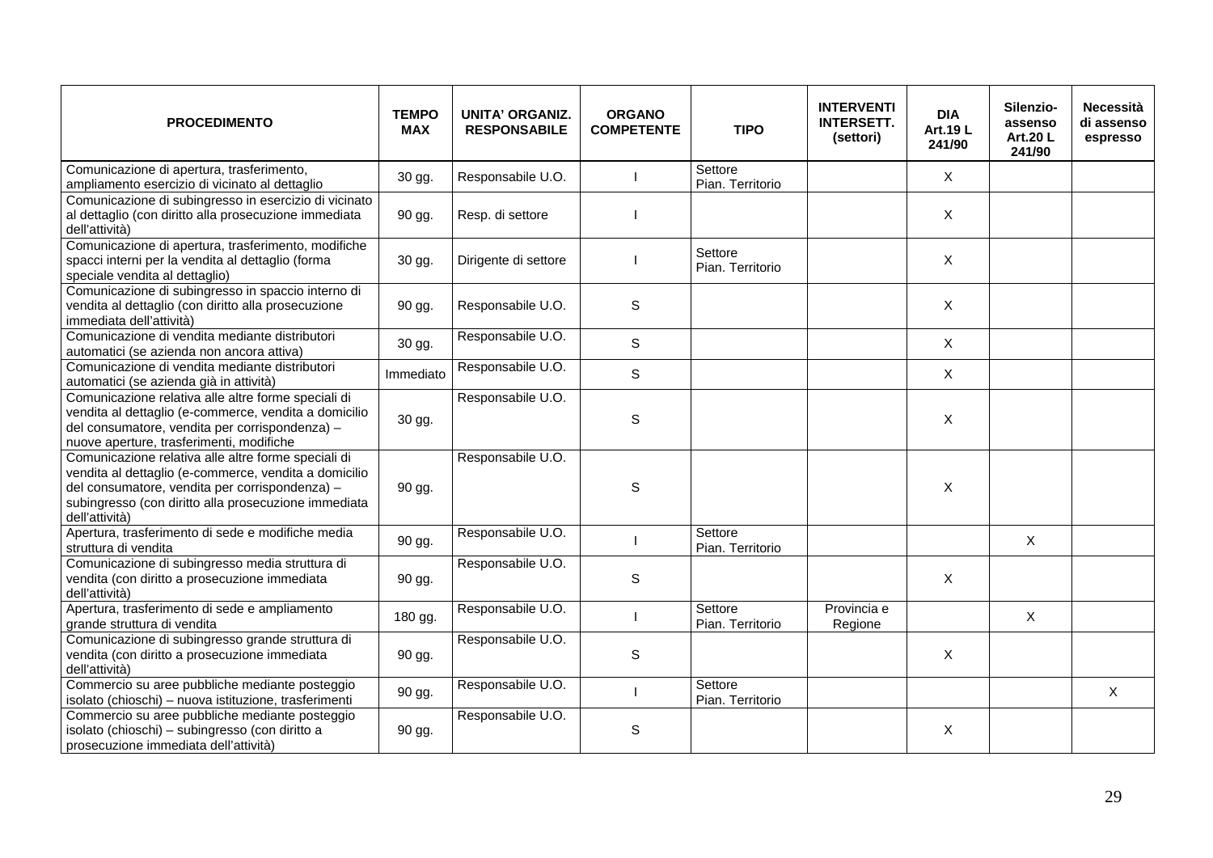| PROCEDIMENTO | TEMPO MAX | UNITA' ORGANIZ. RESPONSABILE | ORGANO COMPETENTE | TIPO | INTERVENTI INTERSETT. (settori) | DIA Art.19 L 241/90 | Silenzio-assenso Art.20 L 241/90 | Necessità di assenso espresso |
|---|---|---|---|---|---|---|---|---|
| Comunicazione di apertura, trasferimento, ampliamento esercizio di vicinato al dettaglio | 30 gg. | Responsabile U.O. | I | Settore Pian. Territorio | | X | | |
| Comunicazione di subingresso in esercizio di vicinato al dettaglio (con diritto alla prosecuzione immediata dell'attività) | 90 gg. | Resp. di settore | I | | | X | | |
| Comunicazione di apertura, trasferimento, modifiche spacci interni per la vendita al dettaglio (forma speciale vendita al dettaglio) | 30 gg. | Dirigente di settore | I | Settore Pian. Territorio | | X | | |
| Comunicazione di subingresso in spaccio interno di vendita al dettaglio (con diritto alla prosecuzione immediata dell'attività) | 90 gg. | Responsabile U.O. | S | | | X | | |
| Comunicazione di vendita mediante distributori automatici (se azienda non ancora attiva) | 30 gg. | Responsabile U.O. | S | | | X | | |
| Comunicazione di vendita mediante distributori automatici (se azienda già in attività) | Immediato | Responsabile U.O. | S | | | X | | |
| Comunicazione relativa alle altre forme speciali di vendita al dettaglio (e-commerce, vendita a domicilio del consumatore, vendita per corrispondenza) – nuove aperture, trasferimenti, modifiche | 30 gg. | Responsabile U.O. | S | | | X | | |
| Comunicazione relativa alle altre forme speciali di vendita al dettaglio (e-commerce, vendita a domicilio del consumatore, vendita per corrispondenza) – subingresso (con diritto alla prosecuzione immediata dell'attività) | 90 gg. | Responsabile U.O. | S | | | X | | |
| Apertura, trasferimento di sede e modifiche media struttura di vendita | 90 gg. | Responsabile U.O. | I | Settore Pian. Territorio | | | X | |
| Comunicazione di subingresso media struttura di vendita (con diritto a prosecuzione immediata dell'attività) | 90 gg. | Responsabile U.O. | S | | | X | | |
| Apertura, trasferimento di sede e ampliamento grande struttura di vendita | 180 gg. | Responsabile U.O. | I | Settore Pian. Territorio | Provincia e Regione | | X | |
| Comunicazione di subingresso grande struttura di vendita (con diritto a prosecuzione immediata dell'attività) | 90 gg. | Responsabile U.O. | S | | | X | | |
| Commercio su aree pubbliche mediante posteggio isolato (chioschi) – nuova istituzione, trasferimenti | 90 gg. | Responsabile U.O. | I | Settore Pian. Territorio | | | | X |
| Commercio su aree pubbliche mediante posteggio isolato (chioschi) – subingresso (con diritto a prosecuzione immediata dell'attività) | 90 gg. | Responsabile U.O. | S | | | X | | |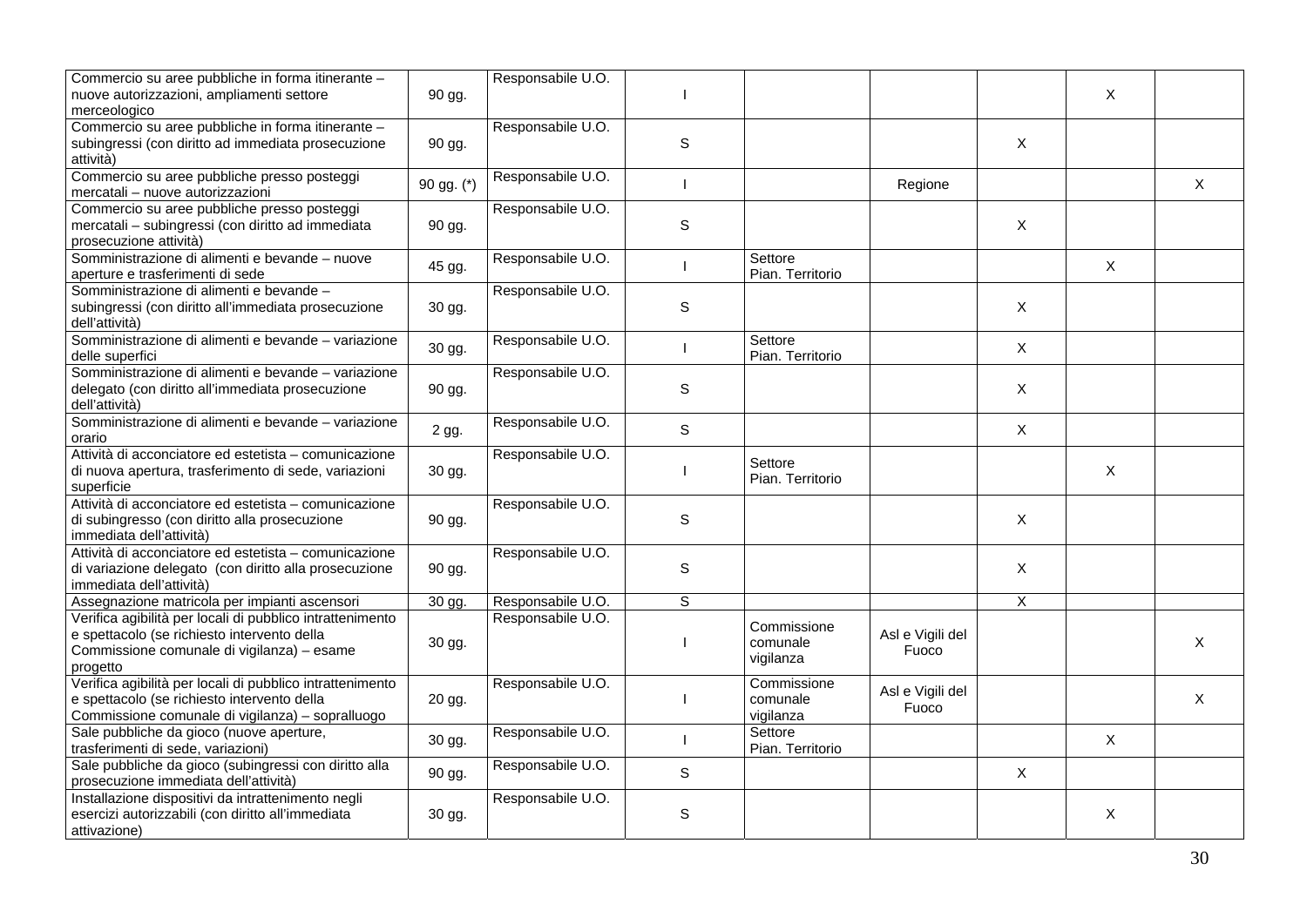| | | | | | | | | |
|---|---|---|---|---|---|---|---|---|
| Commercio su aree pubbliche in forma itinerante – nuove autorizzazioni, ampliamenti settore merceologico | 90 gg. | Responsabile U.O. | I | | | | X | |
| Commercio su aree pubbliche in forma itinerante – subingressi (con diritto ad immediata prosecuzione attività) | 90 gg. | Responsabile U.O. | S | | | X | | |
| Commercio su aree pubbliche presso posteggi mercatali – nuove autorizzazioni | 90 gg. (*) | Responsabile U.O. | I | | Regione | | | X |
| Commercio su aree pubbliche presso posteggi mercatali – subingressi (con diritto ad immediata prosecuzione attività) | 90 gg. | Responsabile U.O. | S | | | X | | |
| Somministrazione di alimenti e bevande – nuove aperture e trasferimenti di sede | 45 gg. | Responsabile U.O. | I | Settore Pian. Territorio | | | X | |
| Somministrazione di alimenti e bevande – subingressi (con diritto all'immediata prosecuzione dell'attività) | 30 gg. | Responsabile U.O. | S | | | X | | |
| Somministrazione di alimenti e bevande – variazione delle superfici | 30 gg. | Responsabile U.O. | I | Settore Pian. Territorio | | X | | |
| Somministrazione di alimenti e bevande – variazione delegato (con diritto all'immediata prosecuzione dell'attività) | 90 gg. | Responsabile U.O. | S | | | X | | |
| Somministrazione di alimenti e bevande – variazione orario | 2 gg. | Responsabile U.O. | S | | | X | | |
| Attività di acconciatore ed estetista – comunicazione di nuova apertura, trasferimento di sede, variazioni superficie | 30 gg. | Responsabile U.O. | I | Settore Pian. Territorio | | | X | |
| Attività di acconciatore ed estetista – comunicazione di subingresso (con diritto alla prosecuzione immediata dell'attività) | 90 gg. | Responsabile U.O. | S | | | X | | |
| Attività di acconciatore ed estetista – comunicazione di variazione delegato (con diritto alla prosecuzione immediata dell'attività) | 90 gg. | Responsabile U.O. | S | | | X | | |
| Assegnazione matricola per impianti ascensori | 30 gg. | Responsabile U.O. | S | | | X | | |
| Verifica agibilità per locali di pubblico intrattenimento e spettacolo (se richiesto intervento della Commissione comunale di vigilanza) – esame progetto | 30 gg. | Responsabile U.O. | I | Commissione comunale vigilanza | Asl e Vigili del Fuoco | | | X |
| Verifica agibilità per locali di pubblico intrattenimento e spettacolo (se richiesto intervento della Commissione comunale di vigilanza) – sopralluogo | 20 gg. | Responsabile U.O. | I | Commissione comunale vigilanza | Asl e Vigili del Fuoco | | | X |
| Sale pubbliche da gioco (nuove aperture, trasferimenti di sede, variazioni) | 30 gg. | Responsabile U.O. | I | Settore Pian. Territorio | | | X | |
| Sale pubbliche da gioco (subingressi con diritto alla prosecuzione immediata dell'attività) | 90 gg. | Responsabile U.O. | S | | | X | | |
| Installazione dispositivi da intrattenimento negli esercizi autorizzabili (con diritto all'immediata attivazione) | 30 gg. | Responsabile U.O. | S | | | | X | |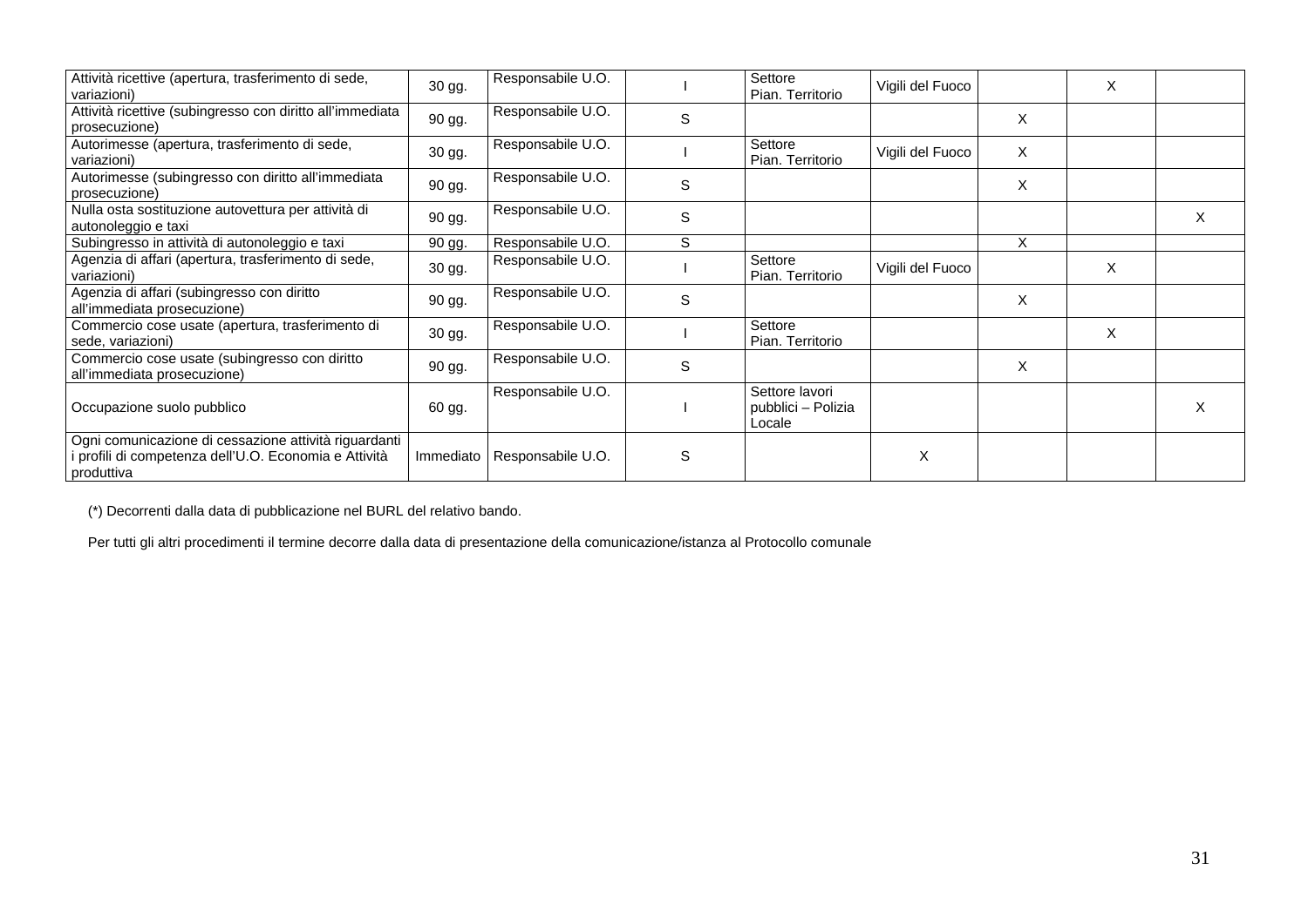| | | | | | | | | |
|---|---|---|---|---|---|---|---|---|
| Attività ricettive (apertura, trasferimento di sede, variazioni) | 30 gg. | Responsabile U.O. | I | Settore Pian. Territorio | Vigili del Fuoco | | X | |
| Attività ricettive (subingresso con diritto all'immediata prosecuzione) | 90 gg. | Responsabile U.O. | S | | | X | | |
| Autorimesse (apertura, trasferimento di sede, variazioni) | 30 gg. | Responsabile U.O. | I | Settore Pian. Territorio | Vigili del Fuoco | X | | |
| Autorimesse (subingresso con diritto all'immediata prosecuzione) | 90 gg. | Responsabile U.O. | S | | | X | | |
| Nulla osta sostituzione autovettura per attività di autonoleggio e taxi | 90 gg. | Responsabile U.O. | S | | | | | X |
| Subingresso in attività di autonoleggio e taxi | 90 gg. | Responsabile U.O. | S | | | X | | |
| Agenzia di affari (apertura, trasferimento di sede, variazioni) | 30 gg. | Responsabile U.O. | I | Settore Pian. Territorio | Vigili del Fuoco | | X | |
| Agenzia di affari (subingresso con diritto all'immediata prosecuzione) | 90 gg. | Responsabile U.O. | S | | | X | | |
| Commercio cose usate (apertura, trasferimento di sede, variazioni) | 30 gg. | Responsabile U.O. | I | Settore Pian. Territorio | | | X | |
| Commercio cose usate (subingresso con diritto all'immediata prosecuzione) | 90 gg. | Responsabile U.O. | S | | | X | | |
| Occupazione suolo pubblico | 60 gg. | Responsabile U.O. | I | Settore lavori pubblici – Polizia Locale | | | | X |
| Ogni comunicazione di cessazione attività riguardanti i profili di competenza dell'U.O. Economia e Attività produttiva | Immediato | Responsabile U.O. | S | | X | | | |

(*) Decorrenti dalla data di pubblicazione nel BURL del relativo bando.

Per tutti gli altri procedimenti il termine decorre dalla data di presentazione della comunicazione/istanza al Protocollo comunale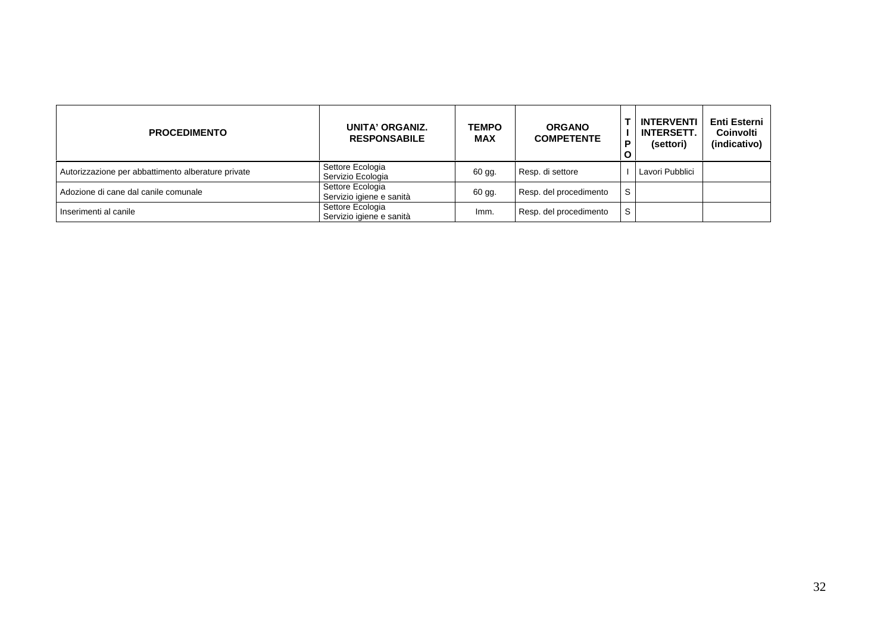| PROCEDIMENTO | UNITA' ORGANIZ. RESPONSABILE | TEMPO MAX | ORGANO COMPETENTE | TIPO | INTERVENTI INTERSETT. (settori) | Enti Esterni Coinvolti (indicativo) |
|---|---|---|---|---|---|---|
| Autorizzazione per abbattimento alberature private | Settore Ecologia Servizio Ecologia | 60 gg. | Resp. di settore | I | Lavori Pubblici | |
| Adozione di cane dal canile comunale | Settore Ecologia Servizio igiene e sanità | 60 gg. | Resp. del procedimento | S | | |
| Inserimenti al canile | Settore Ecologia Servizio igiene e sanità | Imm. | Resp. del procedimento | S | | |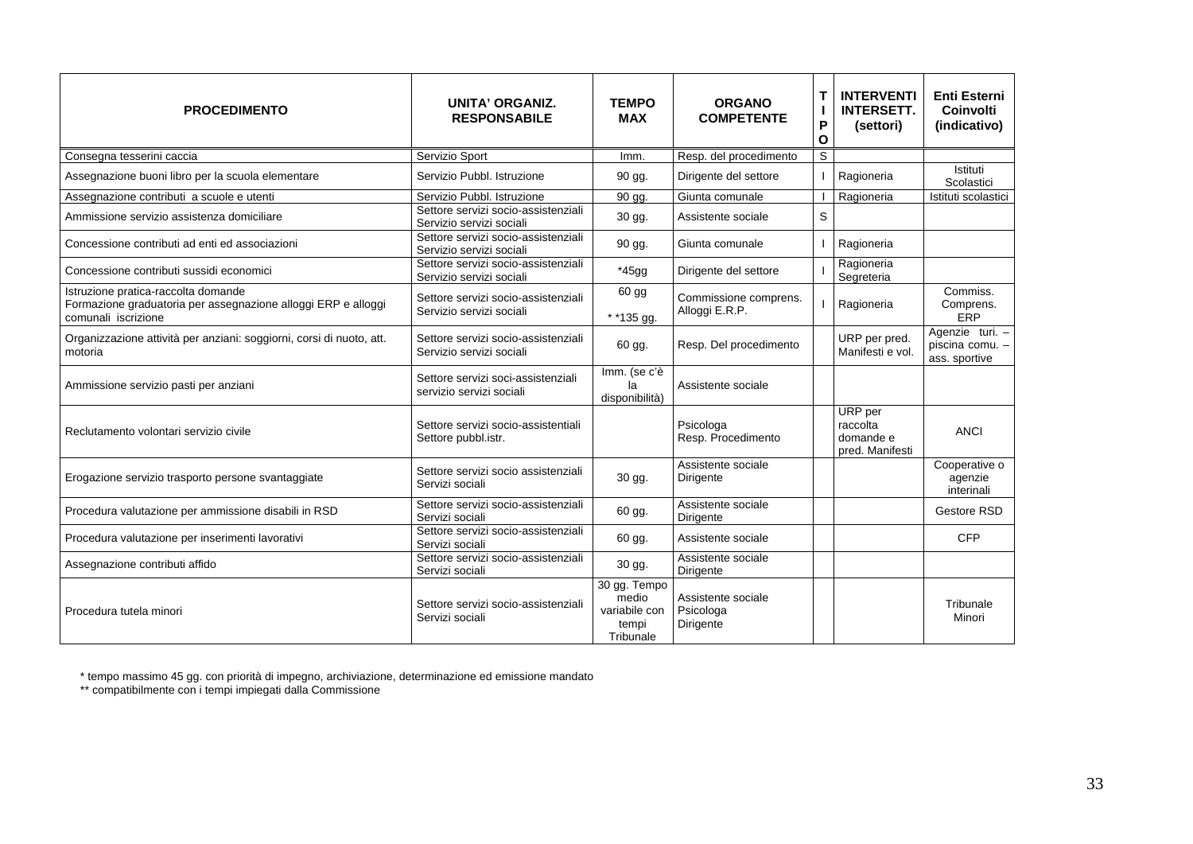| PROCEDIMENTO | UNITA' ORGANIZ. RESPONSABILE | TEMPO MAX | ORGANO COMPETENTE | TIPO | INTERVENTI INTERSETT. (settori) | Enti Esterni Coinvolti (indicativo) |
|---|---|---|---|---|---|---|
| Consegna tesserini caccia | Servizio Sport | Imm. | Resp. del procedimento | S | | |
| Assegnazione buoni libro per la scuola elementare | Servizio Pubbl. Istruzione | 90 gg. | Dirigente del settore | I | Ragioneria | Istituti Scolastici |
| Assegnazione contributi a scuole e utenti | Servizio Pubbl. Istruzione | 90 gg. | Giunta comunale | I | Ragioneria | Istituti scolastici |
| Ammissione servizio assistenza domiciliare | Settore servizi socio-assistenziali Servizio servizi sociali | 30 gg. | Assistente sociale | S | | |
| Concessione contributi ad enti ed associazioni | Settore servizi socio-assistenziali Servizio servizi sociali | 90 gg. | Giunta comunale | I | Ragioneria | |
| Concessione contributi sussidi economici | Settore servizi socio-assistenziali Servizio servizi sociali | *45gg | Dirigente del settore | I | Ragioneria Segreteria | |
| Istruzione pratica-raccolta domande Formazione graduatoria per assegnazione alloggi ERP e alloggi comunali iscrizione | Settore servizi socio-assistenziali Servizio servizi sociali | 60 gg ** 135 gg. | Commissione comprens. Alloggi E.R.P. | I | Ragioneria | Commiss. Comprens. ERP |
| Organizzazione attività per anziani: soggiorni, corsi di nuoto, att. motoria | Settore servizi socio-assistenziali Servizio servizi sociali | 60 gg. | Resp. Del procedimento | | URP per pred. Manifesti e vol. | Agenzie turi. – piscina comu. – ass. sportive |
| Ammissione servizio pasti per anziani | Settore servizi soci-assistenziali servizio servizi sociali | Imm. (se c'è la disponibilità) | Assistente sociale | | | |
| Reclutamento volontari servizio civile | Settore servizi socio-assistentiali Settore pubbl.istr. | | Psicologa Resp. Procedimento | | URP per raccolta domande e pred. Manifesti | ANCI |
| Erogazione servizio trasporto persone svantaggiate | Settore servizi socio assistenziali Servizi sociali | 30 gg. | Assistente sociale Dirigente | | | Cooperative o agenzie interinali |
| Procedura valutazione per ammissione disabili in RSD | Settore servizi socio-assistenziali Servizi sociali | 60 gg. | Assistente sociale Dirigente | | | Gestore RSD |
| Procedura valutazione per inserimenti lavorativi | Settore servizi socio-assistenziali Servizi sociali | 60 gg. | Assistente sociale | | | CFP |
| Assegnazione contributi affido | Settore servizi socio-assistenziali Servizi sociali | 30 gg. | Assistente sociale Dirigente | | | |
| Procedura tutela minori | Settore servizi socio-assistenziali Servizi sociali | 30 gg. Tempo medio variabile con tempi Tribunale | Assistente sociale Psicologa Dirigente | | | Tribunale Minori |

\* tempo massimo 45 gg. con priorità di impegno, archiviazione, determinazione ed emissione mandato
\*\* compatibilmente con i tempi impiegati dalla Commissione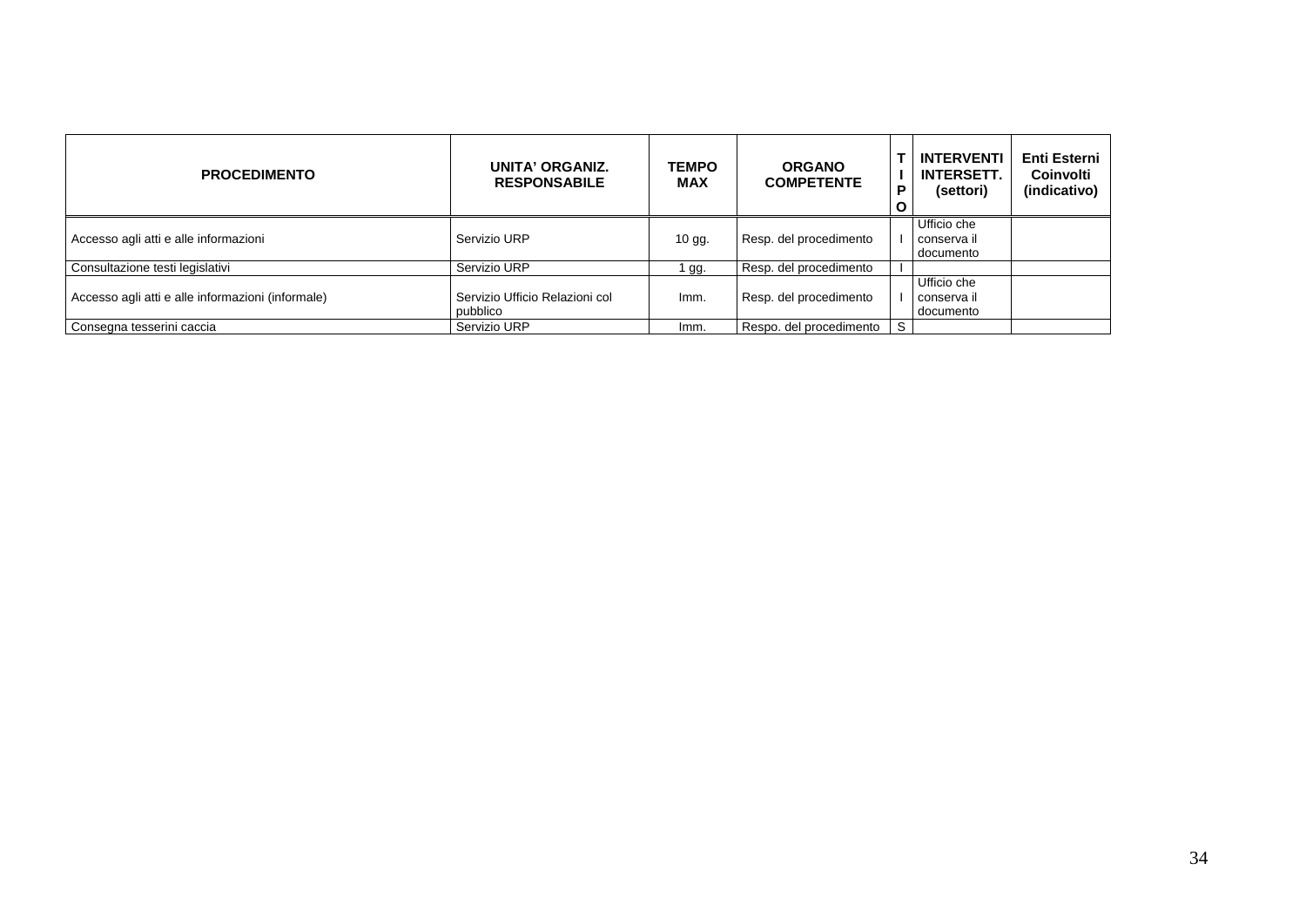| PROCEDIMENTO | UNITA' ORGANIZ. RESPONSABILE | TEMPO MAX | ORGANO COMPETENTE | TIPO | INTERVENTI INTERSETT. (settori) | Enti Esterni Coinvolti (indicativo) |
|---|---|---|---|---|---|---|
| Accesso agli atti e alle informazioni | Servizio URP | 10 gg. | Resp. del procedimento | I | Ufficio che conserva il documento | |
| Consultazione testi legislativi | Servizio URP | 1 gg. | Resp. del procedimento | I | | |
| Accesso agli atti e alle informazioni (informale) | Servizio Ufficio Relazioni col pubblico | Imm. | Resp. del procedimento | I | Ufficio che conserva il documento | |
| Consegna tesserini caccia | Servizio URP | Imm. | Respo. del procedimento | S | | |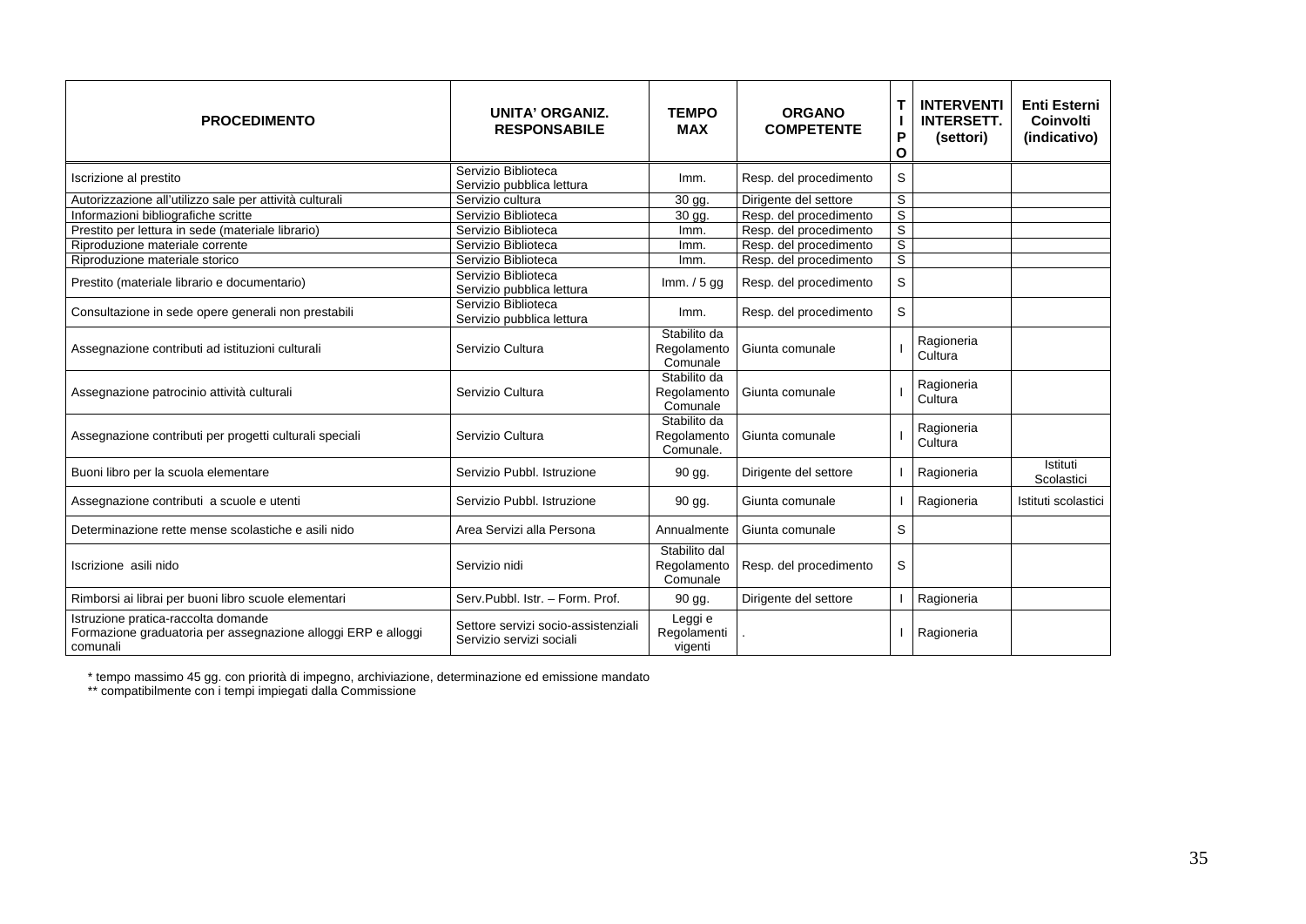| PROCEDIMENTO | UNITA' ORGANIZ. RESPONSABILE | TEMPO MAX | ORGANO COMPETENTE | TIPO | INTERVENTI INTERSETT. (settori) | Enti Esterni Coinvolti (indicativo) |
|---|---|---|---|---|---|---|
| Iscrizione al prestito | Servizio Biblioteca Servizio pubblica lettura | Imm. | Resp. del procedimento | S | | |
| Autorizzazione all'utilizzo sale per attività culturali | Servizio cultura | 30 gg. | Dirigente del settore | S | | |
| Informazioni bibliografiche scritte | Servizio Biblioteca | 30 gg. | Resp. del procedimento | S | | |
| Prestito per lettura in sede (materiale librario) | Servizio Biblioteca | Imm. | Resp. del procedimento | S | | |
| Riproduzione materiale corrente | Servizio Biblioteca | Imm. | Resp. del procedimento | S | | |
| Riproduzione materiale storico | Servizio Biblioteca | Imm. | Resp. del procedimento | S | | |
| Prestito (materiale librario e documentario) | Servizio Biblioteca Servizio pubblica lettura | Imm. / 5 gg | Resp. del procedimento | S | | |
| Consultazione in sede opere generali non prestabili | Servizio Biblioteca Servizio pubblica lettura | Imm. | Resp. del procedimento | S | | |
| Assegnazione contributi ad istituzioni culturali | Servizio Cultura | Stabilito da Regolamento Comunale | Giunta comunale | I | Ragioneria Cultura | |
| Assegnazione patrocinio attività culturali | Servizio Cultura | Stabilito da Regolamento Comunale | Giunta comunale | I | Ragioneria Cultura | |
| Assegnazione contributi per progetti culturali speciali | Servizio Cultura | Stabilito da Regolamento Comunale. | Giunta comunale | I | Ragioneria Cultura | |
| Buoni libro per la scuola elementare | Servizio Pubbl. Istruzione | 90 gg. | Dirigente del settore | I | Ragioneria | Istituti Scolastici |
| Assegnazione contributi a scuole e utenti | Servizio Pubbl. Istruzione | 90 gg. | Giunta comunale | I | Ragioneria | Istituti scolastici |
| Determinazione rette mense scolastiche e asili nido | Area Servizi alla Persona | Annualmente | Giunta comunale | S | | |
| Iscrizione asili nido | Servizio nidi | Stabilito dal Regolamento Comunale | Resp. del procedimento | S | | |
| Rimborsi ai librai per buoni libro scuole elementari | Serv.Pubbl. Istr. – Form. Prof. | 90 gg. | Dirigente del settore | I | Ragioneria | |
| Istruzione pratica-raccolta domande Formazione graduatoria per assegnazione alloggi ERP e alloggi comunali | Settore servizi socio-assistenziali Servizio servizi sociali | Leggi e Regolamenti vigenti | . | I | Ragioneria | |

\* tempo massimo 45 gg. con priorità di impegno, archiviazione, determinazione ed emissione mandato
\*\* compatibilmente con i tempi impiegati dalla Commissione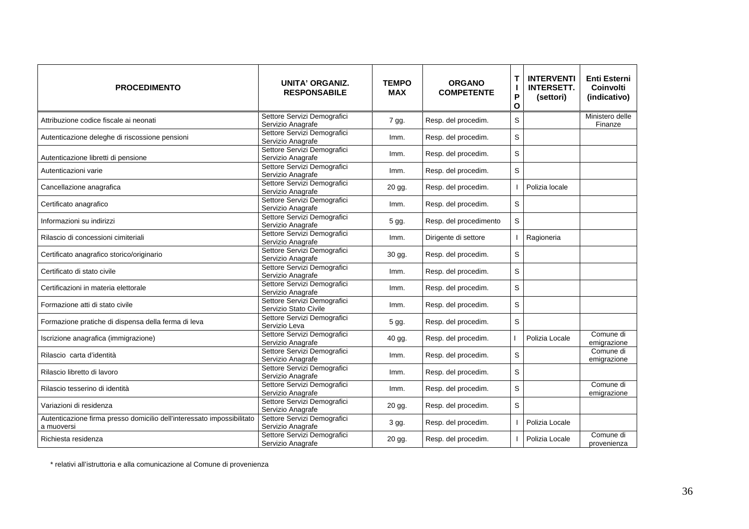| PROCEDIMENTO | UNITA' ORGANIZ. RESPONSABILE | TEMPO MAX | ORGANO COMPETENTE | TIPO | INTERVENTI INTERSETT. (settori) | Enti Esterni Coinvolti (indicativo) |
|---|---|---|---|---|---|---|
| Attribuzione codice fiscale ai neonati | Settore Servizi Demografici Servizio Anagrafe | 7 gg. | Resp. del procedim. | S | | Ministero delle Finanze |
| Autenticazione deleghe di riscossione pensioni | Settore Servizi Demografici Servizio Anagrafe | Imm. | Resp. del procedim. | S | | |
| Autenticazione libretti di pensione | Settore Servizi Demografici Servizio Anagrafe | Imm. | Resp. del procedim. | S | | |
| Autenticazioni varie | Settore Servizi Demografici Servizio Anagrafe | Imm. | Resp. del procedim. | S | | |
| Cancellazione anagrafica | Settore Servizi Demografici Servizio Anagrafe | 20 gg. | Resp. del procedim. | I | Polizia locale | |
| Certificato anagrafico | Settore Servizi Demografici Servizio Anagrafe | Imm. | Resp. del procedim. | S | | |
| Informazioni su indirizzi | Settore Servizi Demografici Servizio Anagrafe | 5 gg. | Resp. del procedimento | S | | |
| Rilascio di concessioni cimiteriali | Settore Servizi Demografici Servizio Anagrafe | Imm. | Dirigente di settore | I | Ragioneria | |
| Certificato anagrafico storico/originario | Settore Servizi Demografici Servizio Anagrafe | 30 gg. | Resp. del procedim. | S | | |
| Certificato di stato civile | Settore Servizi Demografici Servizio Anagrafe | Imm. | Resp. del procedim. | S | | |
| Certificazioni in materia elettorale | Settore Servizi Demografici Servizio Anagrafe | Imm. | Resp. del procedim. | S | | |
| Formazione atti di stato civile | Settore Servizi Demografici Servizio Stato Civile | Imm. | Resp. del procedim. | S | | |
| Formazione pratiche di dispensa della ferma di leva | Settore Servizi Demografici Servizio Leva | 5 gg. | Resp. del procedim. | S | | |
| Iscrizione anagrafica (immigrazione) | Settore Servizi Demografici Servizio Anagrafe | 40 gg. | Resp. del procedim. | I | Polizia Locale | Comune di emigrazione |
| Rilascio carta d'identità | Settore Servizi Demografici Servizio Anagrafe | Imm. | Resp. del procedim. | S | | Comune di emigrazione |
| Rilascio libretto di lavoro | Settore Servizi Demografici Servizio Anagrafe | Imm. | Resp. del procedim. | S | | |
| Rilascio tesserino di identità | Settore Servizi Demografici Servizio Anagrafe | Imm. | Resp. del procedim. | S | | Comune di emigrazione |
| Variazioni di residenza | Settore Servizi Demografici Servizio Anagrafe | 20 gg. | Resp. del procedim. | S | | |
| Autenticazione firma presso domicilio dell'interessato impossibilitato a muoversi | Settore Servizi Demografici Servizio Anagrafe | 3 gg. | Resp. del procedim. | I | Polizia Locale | |
| Richiesta residenza | Settore Servizi Demografici Servizio Anagrafe | 20 gg. | Resp. del procedim. | I | Polizia Locale | Comune di provenienza |

\* relativi all'istruttoria e alla comunicazione al Comune di provenienza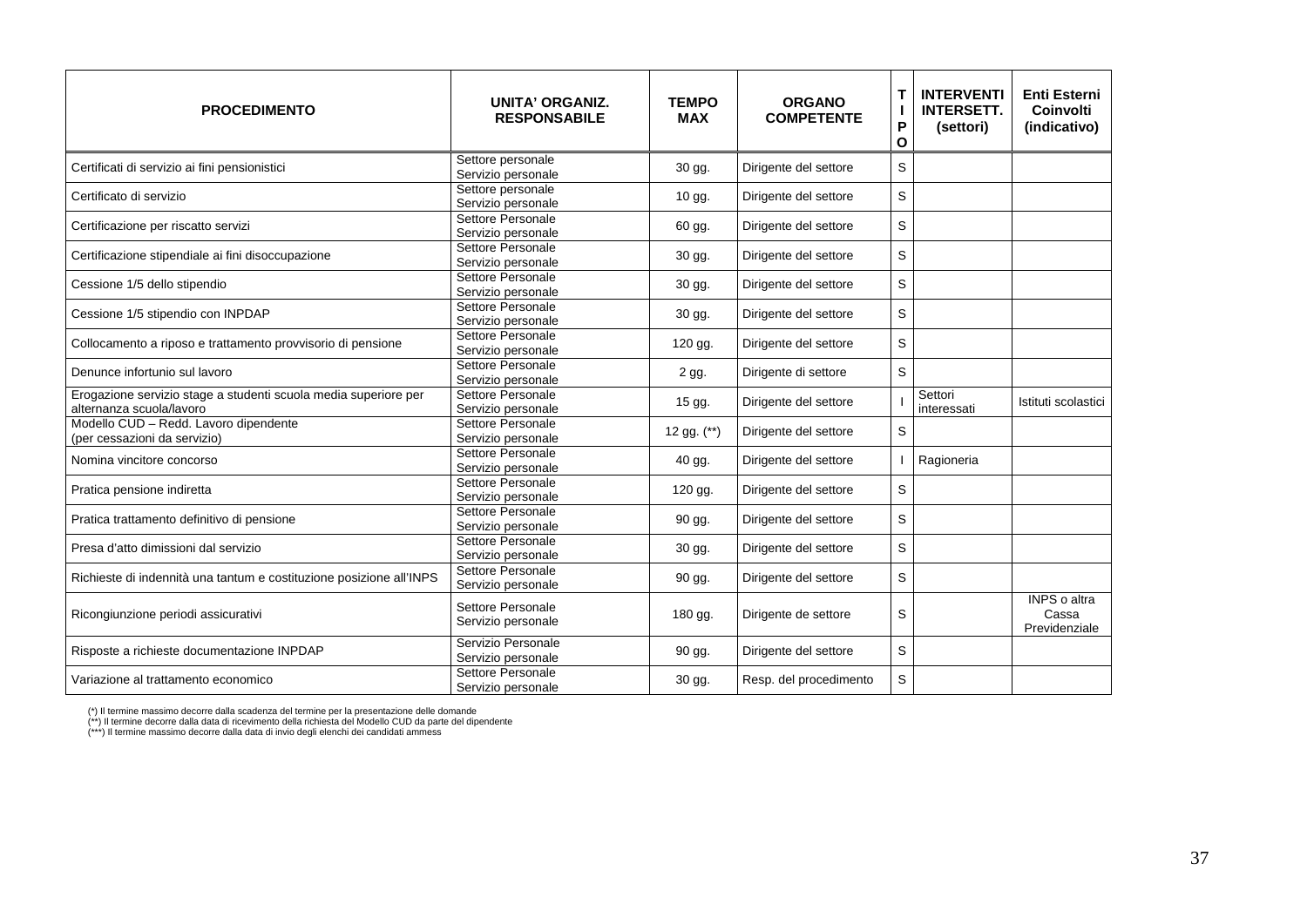| PROCEDIMENTO | UNITA' ORGANIZ. RESPONSABILE | TEMPO MAX | ORGANO COMPETENTE | TIPO | INTERVENTI INTERSETT. (settori) | Enti Esterni Coinvolti (indicativo) |
|---|---|---|---|---|---|---|
| Certificati di servizio ai fini pensionistici | Settore personale Servizio personale | 30 gg. | Dirigente del settore | S | | |
| Certificato di servizio | Settore personale Servizio personale | 10 gg. | Dirigente del settore | S | | |
| Certificazione per riscatto servizi | Settore Personale Servizio personale | 60 gg. | Dirigente del settore | S | | |
| Certificazione stipendiale ai fini disoccupazione | Settore Personale Servizio personale | 30 gg. | Dirigente del settore | S | | |
| Cessione 1/5 dello stipendio | Settore Personale Servizio personale | 30 gg. | Dirigente del settore | S | | |
| Cessione 1/5 stipendio con INPDAP | Settore Personale Servizio personale | 30 gg. | Dirigente del settore | S | | |
| Collocamento a riposo e trattamento provvisorio di pensione | Settore Personale Servizio personale | 120 gg. | Dirigente del settore | S | | |
| Denunce infortunio sul lavoro | Settore Personale Servizio personale | 2 gg. | Dirigente di settore | S | | |
| Erogazione servizio stage a studenti scuola media superiore per alternanza scuola/lavoro | Settore Personale Servizio personale | 15 gg. | Dirigente del settore | I | Settori interessati | Istituti scolastici |
| Modello CUD – Redd. Lavoro dipendente (per cessazioni da servizio) | Settore Personale Servizio personale | 12 gg. (**) | Dirigente del settore | S | | |
| Nomina vincitore concorso | Settore Personale Servizio personale | 40 gg. | Dirigente del settore | I | Ragioneria | |
| Pratica pensione indiretta | Settore Personale Servizio personale | 120 gg. | Dirigente del settore | S | | |
| Pratica trattamento definitivo di pensione | Settore Personale Servizio personale | 90 gg. | Dirigente del settore | S | | |
| Presa d'atto dimissioni dal servizio | Settore Personale Servizio personale | 30 gg. | Dirigente del settore | S | | |
| Richieste di indennità una tantum e costituzione posizione all'INPS | Settore Personale Servizio personale | 90 gg. | Dirigente del settore | S | | |
| Ricongiunzione periodi assicurativi | Settore Personale Servizio personale | 180 gg. | Dirigente de settore | S | | INPS o altra Cassa Previdenziale |
| Risposte a richieste documentazione INPDAP | Servizio Personale Servizio personale | 90 gg. | Dirigente del settore | S | | |
| Variazione al trattamento economico | Settore Personale Servizio personale | 30 gg. | Resp. del procedimento | S | | |

(*) Il termine massimo decorre dalla scadenza del termine per la presentazione delle domande
(**) Il termine decorre dalla data di ricevimento della richiesta del Modello CUD da parte del dipendente
(***) Il termine massimo decorre dalla data di invio degli elenchi dei candidati ammess